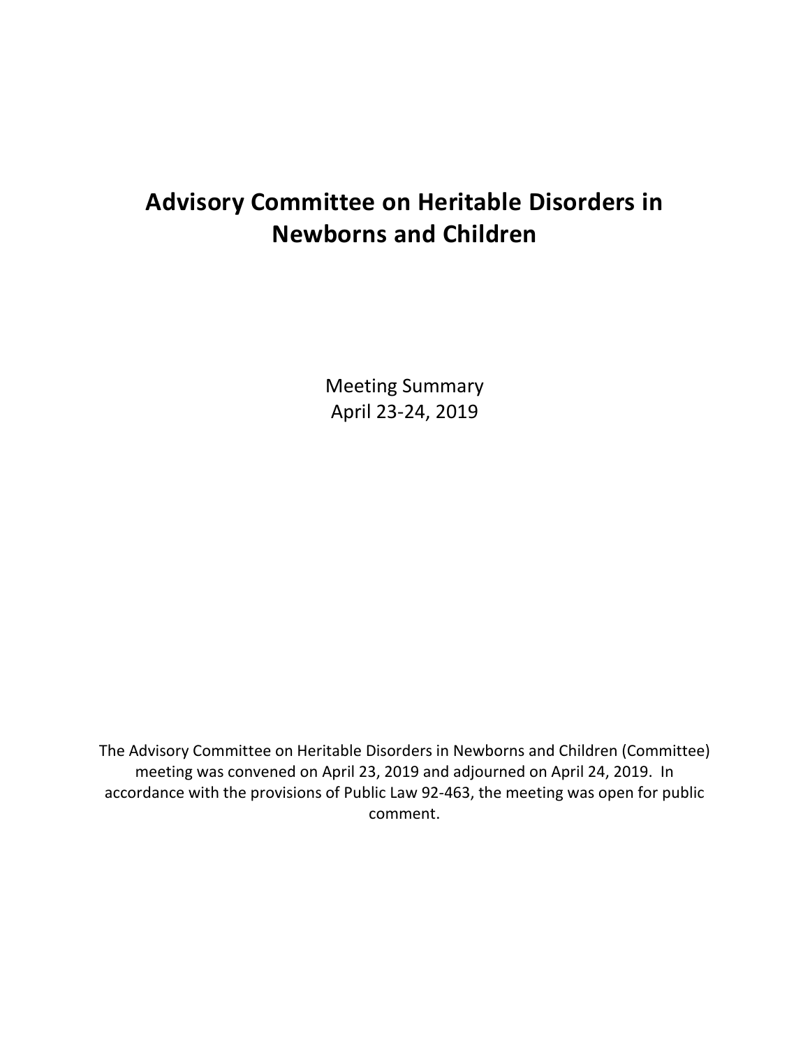# Advisory Committee on Heritable Disorders in Newborns and Children

Meeting Summary
April 23-24, 2019

The Advisory Committee on Heritable Disorders in Newborns and Children (Committee) meeting was convened on April 23, 2019 and adjourned on April 24, 2019. In accordance with the provisions of Public Law 92-463, the meeting was open for public comment.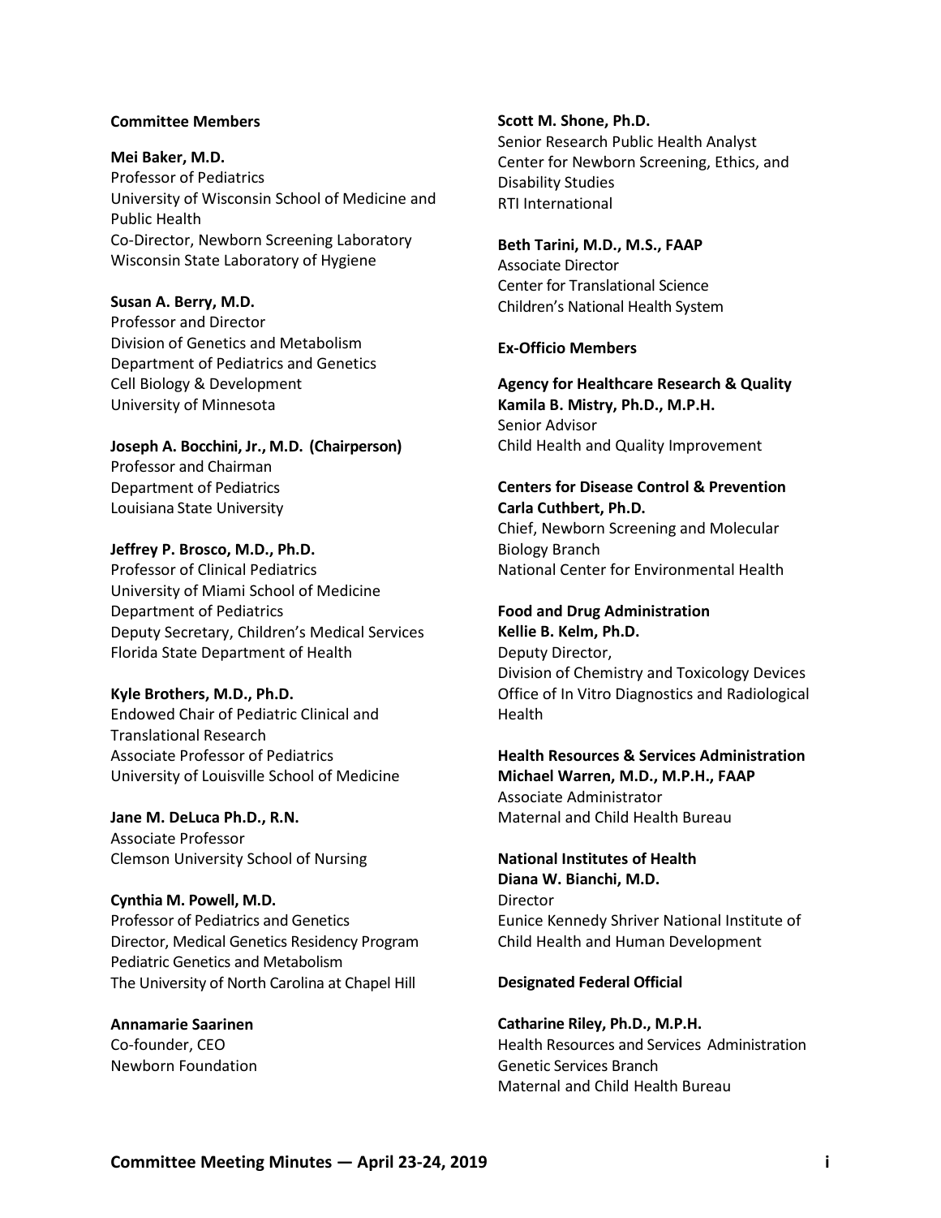## Committee Members

**Mei Baker, M.D.**
Professor of Pediatrics
University of Wisconsin School of Medicine and Public Health
Co-Director, Newborn Screening Laboratory
Wisconsin State Laboratory of Hygiene

**Susan A. Berry, M.D.**
Professor and Director
Division of Genetics and Metabolism
Department of Pediatrics and Genetics
Cell Biology & Development
University of Minnesota

**Joseph A. Bocchini, Jr., M.D. (Chairperson)**
Professor and Chairman
Department of Pediatrics
Louisiana State University

**Jeffrey P. Brosco, M.D., Ph.D.**
Professor of Clinical Pediatrics
University of Miami School of Medicine
Department of Pediatrics
Deputy Secretary, Children's Medical Services
Florida State Department of Health

**Kyle Brothers, M.D., Ph.D.**
Endowed Chair of Pediatric Clinical and Translational Research
Associate Professor of Pediatrics
University of Louisville School of Medicine

**Jane M. DeLuca Ph.D., R.N.**
Associate Professor
Clemson University School of Nursing

**Cynthia M. Powell, M.D.**
Professor of Pediatrics and Genetics
Director, Medical Genetics Residency Program
Pediatric Genetics and Metabolism
The University of North Carolina at Chapel Hill

**Annamarie Saarinen**
Co-founder, CEO
Newborn Foundation

**Scott M. Shone, Ph.D.**
Senior Research Public Health Analyst
Center for Newborn Screening, Ethics, and Disability Studies
RTI International

**Beth Tarini, M.D., M.S., FAAP**
Associate Director
Center for Translational Science
Children's National Health System

## Ex-Officio Members

**Agency for Healthcare Research & Quality**
**Kamila B. Mistry, Ph.D., M.P.H.**
Senior Advisor
Child Health and Quality Improvement

**Centers for Disease Control & Prevention**
**Carla Cuthbert, Ph.D.**
Chief, Newborn Screening and Molecular Biology Branch
National Center for Environmental Health

**Food and Drug Administration**
**Kellie B. Kelm, Ph.D.**
Deputy Director,
Division of Chemistry and Toxicology Devices
Office of In Vitro Diagnostics and Radiological Health

**Health Resources & Services Administration**
**Michael Warren, M.D., M.P.H., FAAP**
Associate Administrator
Maternal and Child Health Bureau

**National Institutes of Health**
**Diana W. Bianchi, M.D.**
Director
Eunice Kennedy Shriver National Institute of Child Health and Human Development

## Designated Federal Official

**Catharine Riley, Ph.D., M.P.H.**
Health Resources and Services Administration
Genetic Services Branch
Maternal and Child Health Bureau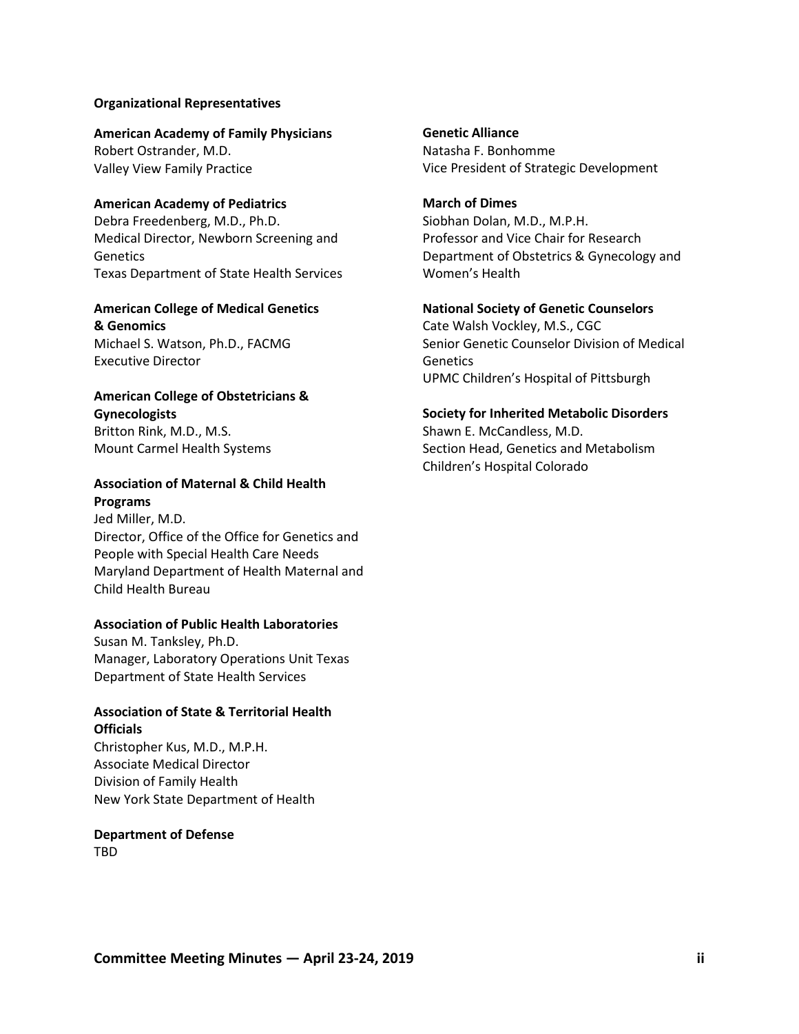**Organizational Representatives**

**American Academy of Family Physicians**
Robert Ostrander, M.D.
Valley View Family Practice

**American Academy of Pediatrics**
Debra Freedenberg, M.D., Ph.D.
Medical Director, Newborn Screening and Genetics
Texas Department of State Health Services

**American College of Medical Genetics & Genomics**
Michael S. Watson, Ph.D., FACMG
Executive Director

**American College of Obstetricians & Gynecologists**
Britton Rink, M.D., M.S.
Mount Carmel Health Systems

**Association of Maternal & Child Health Programs**
Jed Miller, M.D.
Director, Office of the Office for Genetics and People with Special Health Care Needs
Maryland Department of Health Maternal and Child Health Bureau

**Association of Public Health Laboratories**
Susan M. Tanksley, Ph.D.
Manager, Laboratory Operations Unit Texas Department of State Health Services

**Association of State & Territorial Health Officials**
Christopher Kus, M.D., M.P.H.
Associate Medical Director
Division of Family Health
New York State Department of Health

**Department of Defense**
TBD

**Genetic Alliance**
Natasha F. Bonhomme
Vice President of Strategic Development

**March of Dimes**
Siobhan Dolan, M.D., M.P.H.
Professor and Vice Chair for Research
Department of Obstetrics & Gynecology and Women's Health

**National Society of Genetic Counselors**
Cate Walsh Vockley, M.S., CGC
Senior Genetic Counselor Division of Medical Genetics
UPMC Children's Hospital of Pittsburgh

**Society for Inherited Metabolic Disorders**
Shawn E. McCandless, M.D.
Section Head, Genetics and Metabolism
Children's Hospital Colorado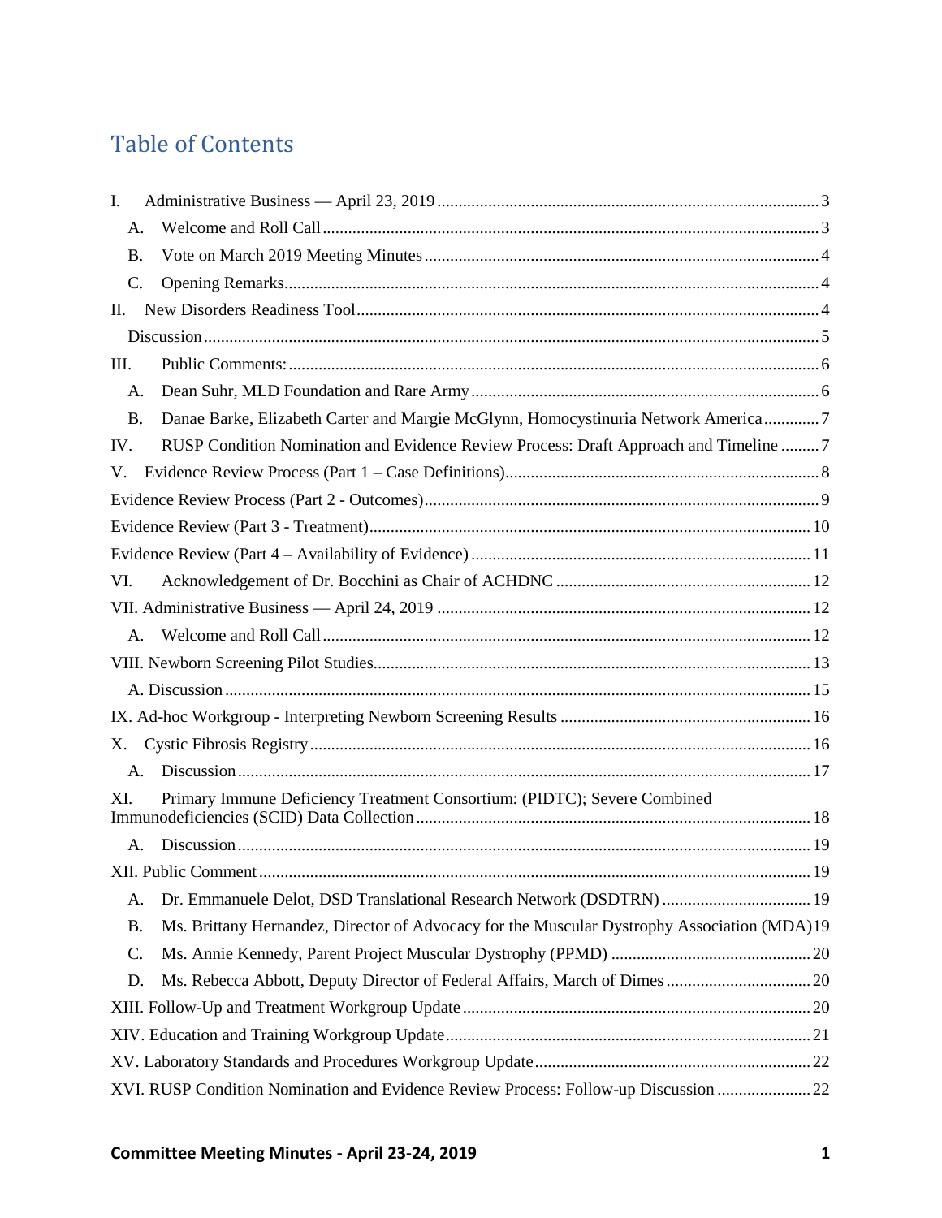# Table of Contents

I. Administrative Business — April 23, 2019 .......... 3

- A. Welcome and Roll Call .......... 3
- B. Vote on March 2019 Meeting Minutes .......... 4
- C. Opening Remarks .......... 4

II. New Disorders Readiness Tool .......... 4

- Discussion .......... 5

III. Public Comments: .......... 6

- A. Dean Suhr, MLD Foundation and Rare Army .......... 6
- B. Danae Barke, Elizabeth Carter and Margie McGlynn, Homocystinuria Network America .......... 7

IV. RUSP Condition Nomination and Evidence Review Process: Draft Approach and Timeline .......... 7

V. Evidence Review Process (Part 1 – Case Definitions) .......... 8

Evidence Review Process (Part 2 - Outcomes) .......... 9

Evidence Review (Part 3 - Treatment) .......... 10

Evidence Review (Part 4 – Availability of Evidence) .......... 11

VI. Acknowledgement of Dr. Bocchini as Chair of ACHDNC .......... 12

VII. Administrative Business — April 24, 2019 .......... 12

- A. Welcome and Roll Call .......... 12

VIII. Newborn Screening Pilot Studies .......... 13

- A. Discussion .......... 15

IX. Ad-hoc Workgroup - Interpreting Newborn Screening Results .......... 16

X. Cystic Fibrosis Registry .......... 16

- A. Discussion .......... 17

XI. Primary Immune Deficiency Treatment Consortium: (PIDTC); Severe Combined Immunodeficiencies (SCID) Data Collection .......... 18

- A. Discussion .......... 19

XII. Public Comment .......... 19

- A. Dr. Emmanuele Delot, DSD Translational Research Network (DSDTRN) .......... 19
- B. Ms. Brittany Hernandez, Director of Advocacy for the Muscular Dystrophy Association (MDA) .......... 19
- C. Ms. Annie Kennedy, Parent Project Muscular Dystrophy (PPMD) .......... 20
- D. Ms. Rebecca Abbott, Deputy Director of Federal Affairs, March of Dimes .......... 20

XIII. Follow-Up and Treatment Workgroup Update .......... 20

XIV. Education and Training Workgroup Update .......... 21

XV. Laboratory Standards and Procedures Workgroup Update .......... 22

XVI. RUSP Condition Nomination and Evidence Review Process: Follow-up Discussion .......... 22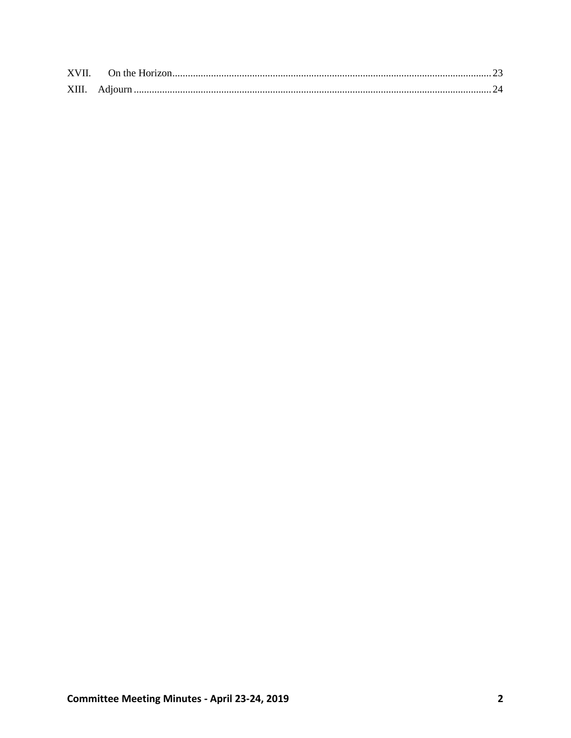XVII. On the Horizon............................................................................................................................23
XIII. Adjourn...........................................................................................................................................24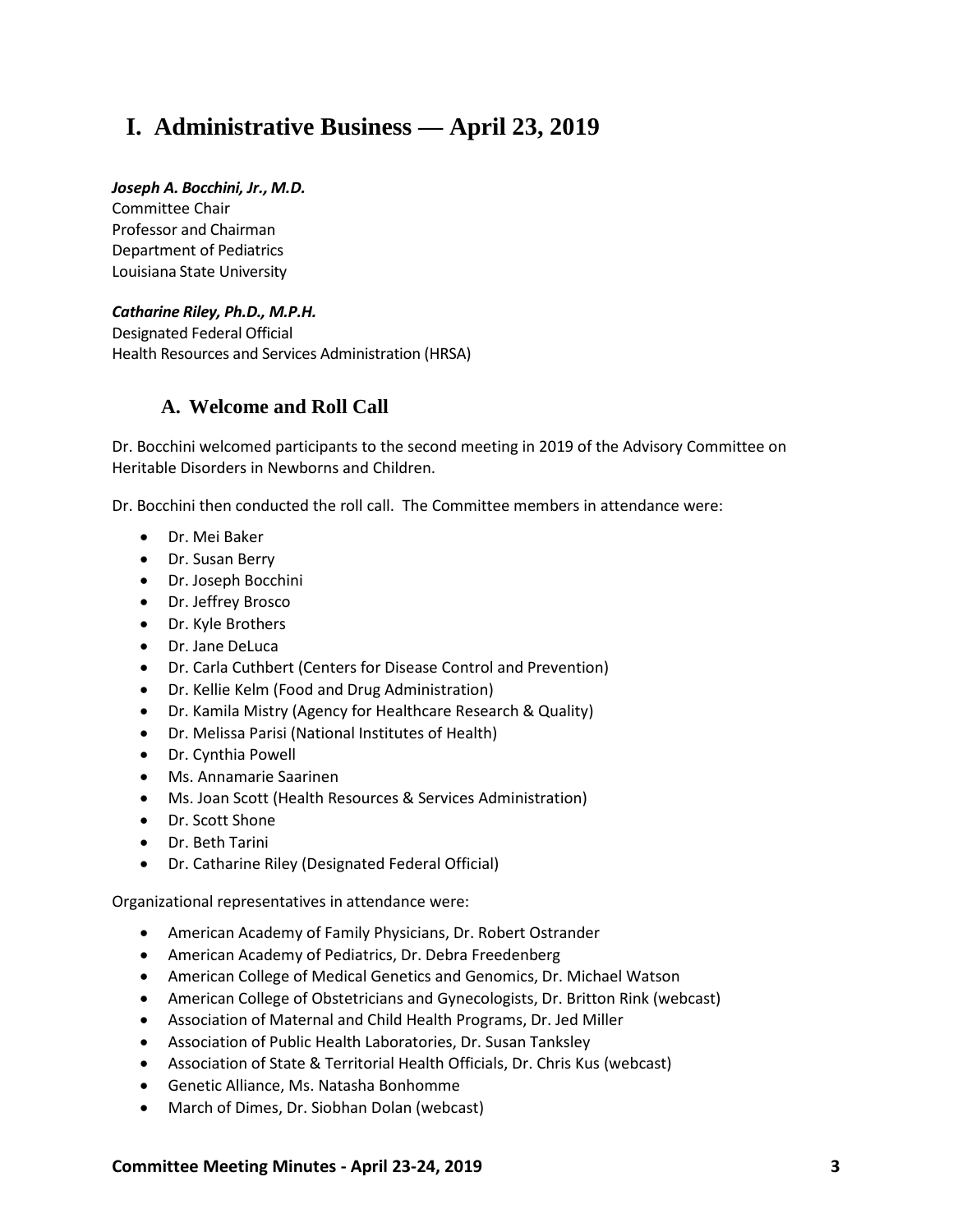# I. Administrative Business — April 23, 2019

***Joseph A. Bocchini, Jr., M.D.***
Committee Chair
Professor and Chairman
Department of Pediatrics
Louisiana State University

***Catharine Riley, Ph.D., M.P.H.***
Designated Federal Official
Health Resources and Services Administration (HRSA)

## A. Welcome and Roll Call

Dr. Bocchini welcomed participants to the second meeting in 2019 of the Advisory Committee on Heritable Disorders in Newborns and Children.

Dr. Bocchini then conducted the roll call. The Committee members in attendance were:

- Dr. Mei Baker
- Dr. Susan Berry
- Dr. Joseph Bocchini
- Dr. Jeffrey Brosco
- Dr. Kyle Brothers
- Dr. Jane DeLuca
- Dr. Carla Cuthbert (Centers for Disease Control and Prevention)
- Dr. Kellie Kelm (Food and Drug Administration)
- Dr. Kamila Mistry (Agency for Healthcare Research & Quality)
- Dr. Melissa Parisi (National Institutes of Health)
- Dr. Cynthia Powell
- Ms. Annamarie Saarinen
- Ms. Joan Scott (Health Resources & Services Administration)
- Dr. Scott Shone
- Dr. Beth Tarini
- Dr. Catharine Riley (Designated Federal Official)

Organizational representatives in attendance were:

- American Academy of Family Physicians, Dr. Robert Ostrander
- American Academy of Pediatrics, Dr. Debra Freedenberg
- American College of Medical Genetics and Genomics, Dr. Michael Watson
- American College of Obstetricians and Gynecologists, Dr. Britton Rink (webcast)
- Association of Maternal and Child Health Programs, Dr. Jed Miller
- Association of Public Health Laboratories, Dr. Susan Tanksley
- Association of State & Territorial Health Officials, Dr. Chris Kus (webcast)
- Genetic Alliance, Ms. Natasha Bonhomme
- March of Dimes, Dr. Siobhan Dolan (webcast)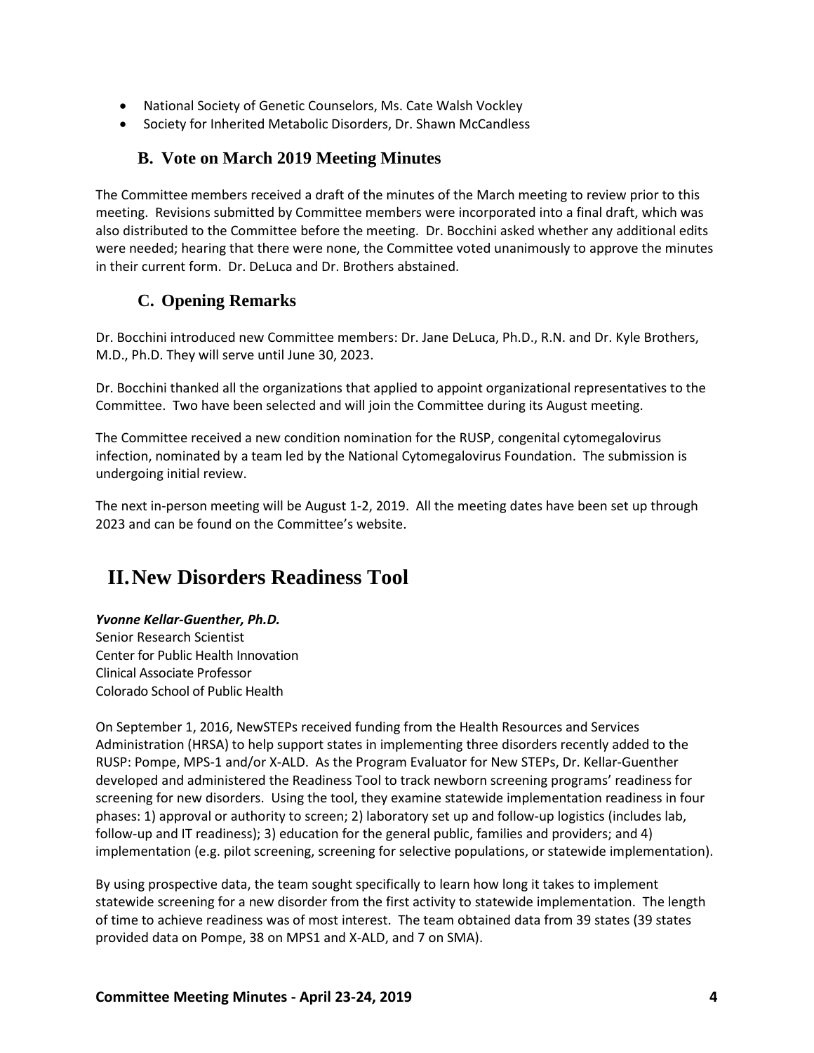- National Society of Genetic Counselors, Ms. Cate Walsh Vockley
- Society for Inherited Metabolic Disorders, Dr. Shawn McCandless

### B. Vote on March 2019 Meeting Minutes

The Committee members received a draft of the minutes of the March meeting to review prior to this meeting. Revisions submitted by Committee members were incorporated into a final draft, which was also distributed to the Committee before the meeting. Dr. Bocchini asked whether any additional edits were needed; hearing that there were none, the Committee voted unanimously to approve the minutes in their current form. Dr. DeLuca and Dr. Brothers abstained.

### C. Opening Remarks

Dr. Bocchini introduced new Committee members: Dr. Jane DeLuca, Ph.D., R.N. and Dr. Kyle Brothers, M.D., Ph.D. They will serve until June 30, 2023.

Dr. Bocchini thanked all the organizations that applied to appoint organizational representatives to the Committee. Two have been selected and will join the Committee during its August meeting.

The Committee received a new condition nomination for the RUSP, congenital cytomegalovirus infection, nominated by a team led by the National Cytomegalovirus Foundation. The submission is undergoing initial review.

The next in-person meeting will be August 1-2, 2019. All the meeting dates have been set up through 2023 and can be found on the Committee's website.

## II. New Disorders Readiness Tool

***Yvonne Kellar-Guenther, Ph.D.***
Senior Research Scientist
Center for Public Health Innovation
Clinical Associate Professor
Colorado School of Public Health

On September 1, 2016, NewSTEPs received funding from the Health Resources and Services Administration (HRSA) to help support states in implementing three disorders recently added to the RUSP: Pompe, MPS-1 and/or X-ALD. As the Program Evaluator for New STEPs, Dr. Kellar-Guenther developed and administered the Readiness Tool to track newborn screening programs' readiness for screening for new disorders. Using the tool, they examine statewide implementation readiness in four phases: 1) approval or authority to screen; 2) laboratory set up and follow-up logistics (includes lab, follow-up and IT readiness); 3) education for the general public, families and providers; and 4) implementation (e.g. pilot screening, screening for selective populations, or statewide implementation).

By using prospective data, the team sought specifically to learn how long it takes to implement statewide screening for a new disorder from the first activity to statewide implementation. The length of time to achieve readiness was of most interest. The team obtained data from 39 states (39 states provided data on Pompe, 38 on MPS1 and X-ALD, and 7 on SMA).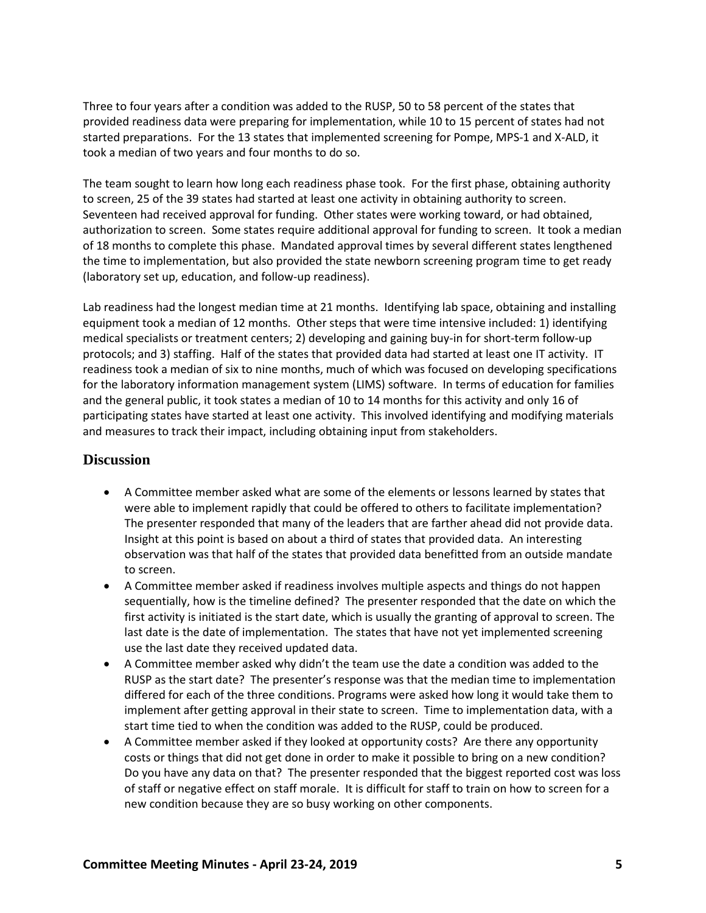Three to four years after a condition was added to the RUSP, 50 to 58 percent of the states that provided readiness data were preparing for implementation, while 10 to 15 percent of states had not started preparations. For the 13 states that implemented screening for Pompe, MPS-1 and X-ALD, it took a median of two years and four months to do so.

The team sought to learn how long each readiness phase took. For the first phase, obtaining authority to screen, 25 of the 39 states had started at least one activity in obtaining authority to screen. Seventeen had received approval for funding. Other states were working toward, or had obtained, authorization to screen. Some states require additional approval for funding to screen. It took a median of 18 months to complete this phase. Mandated approval times by several different states lengthened the time to implementation, but also provided the state newborn screening program time to get ready (laboratory set up, education, and follow-up readiness).

Lab readiness had the longest median time at 21 months. Identifying lab space, obtaining and installing equipment took a median of 12 months. Other steps that were time intensive included: 1) identifying medical specialists or treatment centers; 2) developing and gaining buy-in for short-term follow-up protocols; and 3) staffing. Half of the states that provided data had started at least one IT activity. IT readiness took a median of six to nine months, much of which was focused on developing specifications for the laboratory information management system (LIMS) software. In terms of education for families and the general public, it took states a median of 10 to 14 months for this activity and only 16 of participating states have started at least one activity. This involved identifying and modifying materials and measures to track their impact, including obtaining input from stakeholders.

## Discussion

- A Committee member asked what are some of the elements or lessons learned by states that were able to implement rapidly that could be offered to others to facilitate implementation? The presenter responded that many of the leaders that are farther ahead did not provide data. Insight at this point is based on about a third of states that provided data. An interesting observation was that half of the states that provided data benefitted from an outside mandate to screen.
- A Committee member asked if readiness involves multiple aspects and things do not happen sequentially, how is the timeline defined? The presenter responded that the date on which the first activity is initiated is the start date, which is usually the granting of approval to screen. The last date is the date of implementation. The states that have not yet implemented screening use the last date they received updated data.
- A Committee member asked why didn't the team use the date a condition was added to the RUSP as the start date? The presenter's response was that the median time to implementation differed for each of the three conditions. Programs were asked how long it would take them to implement after getting approval in their state to screen. Time to implementation data, with a start time tied to when the condition was added to the RUSP, could be produced.
- A Committee member asked if they looked at opportunity costs? Are there any opportunity costs or things that did not get done in order to make it possible to bring on a new condition? Do you have any data on that? The presenter responded that the biggest reported cost was loss of staff or negative effect on staff morale. It is difficult for staff to train on how to screen for a new condition because they are so busy working on other components.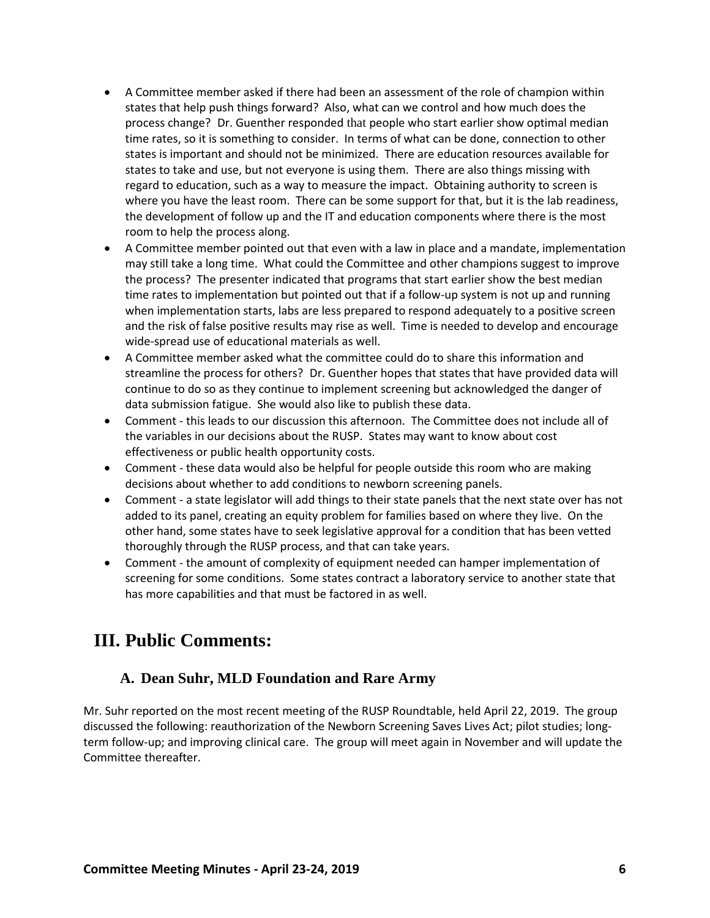- A Committee member asked if there had been an assessment of the role of champion within states that help push things forward? Also, what can we control and how much does the process change? Dr. Guenther responded that people who start earlier show optimal median time rates, so it is something to consider. In terms of what can be done, connection to other states is important and should not be minimized. There are education resources available for states to take and use, but not everyone is using them. There are also things missing with regard to education, such as a way to measure the impact. Obtaining authority to screen is where you have the least room. There can be some support for that, but it is the lab readiness, the development of follow up and the IT and education components where there is the most room to help the process along.
- A Committee member pointed out that even with a law in place and a mandate, implementation may still take a long time. What could the Committee and other champions suggest to improve the process? The presenter indicated that programs that start earlier show the best median time rates to implementation but pointed out that if a follow-up system is not up and running when implementation starts, labs are less prepared to respond adequately to a positive screen and the risk of false positive results may rise as well. Time is needed to develop and encourage wide-spread use of educational materials as well.
- A Committee member asked what the committee could do to share this information and streamline the process for others? Dr. Guenther hopes that states that have provided data will continue to do so as they continue to implement screening but acknowledged the danger of data submission fatigue. She would also like to publish these data.
- Comment - this leads to our discussion this afternoon. The Committee does not include all of the variables in our decisions about the RUSP. States may want to know about cost effectiveness or public health opportunity costs.
- Comment - these data would also be helpful for people outside this room who are making decisions about whether to add conditions to newborn screening panels.
- Comment - a state legislator will add things to their state panels that the next state over has not added to its panel, creating an equity problem for families based on where they live. On the other hand, some states have to seek legislative approval for a condition that has been vetted thoroughly through the RUSP process, and that can take years.
- Comment - the amount of complexity of equipment needed can hamper implementation of screening for some conditions. Some states contract a laboratory service to another state that has more capabilities and that must be factored in as well.

# III. Public Comments:

## A. Dean Suhr, MLD Foundation and Rare Army

Mr. Suhr reported on the most recent meeting of the RUSP Roundtable, held April 22, 2019. The group discussed the following: reauthorization of the Newborn Screening Saves Lives Act; pilot studies; long-term follow-up; and improving clinical care. The group will meet again in November and will update the Committee thereafter.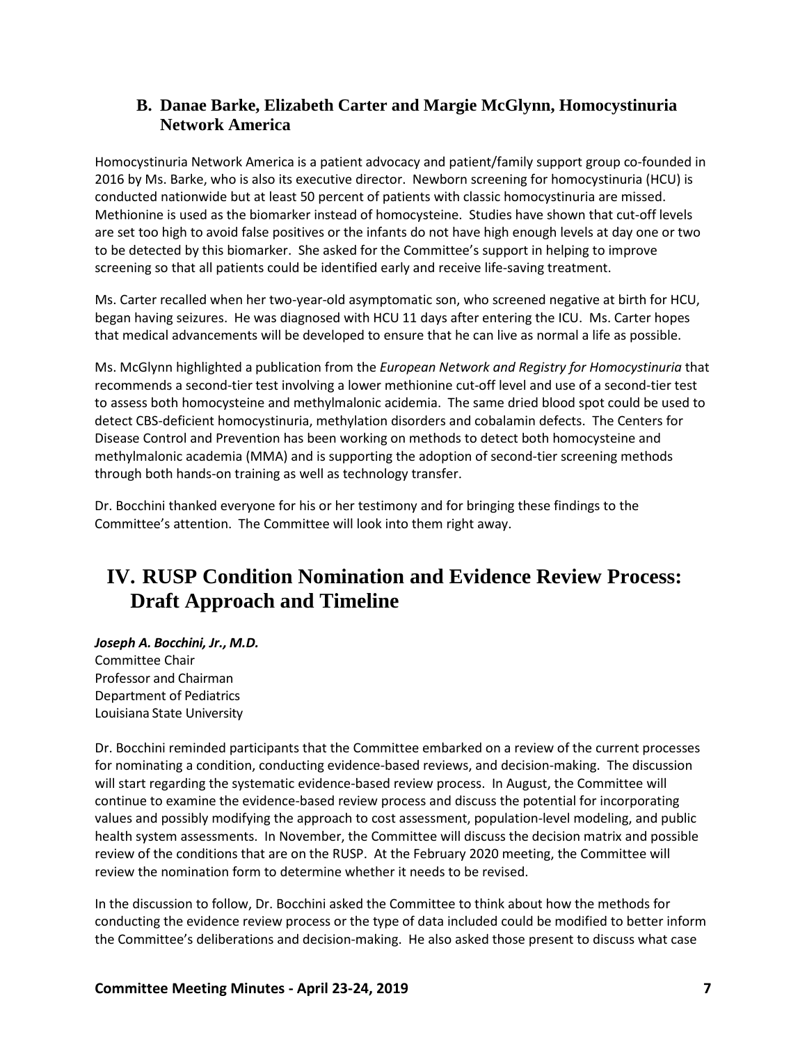### B. Danae Barke, Elizabeth Carter and Margie McGlynn, Homocystinuria Network America

Homocystinuria Network America is a patient advocacy and patient/family support group co-founded in 2016 by Ms. Barke, who is also its executive director. Newborn screening for homocystinuria (HCU) is conducted nationwide but at least 50 percent of patients with classic homocystinuria are missed. Methionine is used as the biomarker instead of homocysteine. Studies have shown that cut-off levels are set too high to avoid false positives or the infants do not have high enough levels at day one or two to be detected by this biomarker. She asked for the Committee's support in helping to improve screening so that all patients could be identified early and receive life-saving treatment.

Ms. Carter recalled when her two-year-old asymptomatic son, who screened negative at birth for HCU, began having seizures. He was diagnosed with HCU 11 days after entering the ICU. Ms. Carter hopes that medical advancements will be developed to ensure that he can live as normal a life as possible.

Ms. McGlynn highlighted a publication from the *European Network and Registry for Homocystinuria* that recommends a second-tier test involving a lower methionine cut-off level and use of a second-tier test to assess both homocysteine and methylmalonic acidemia. The same dried blood spot could be used to detect CBS-deficient homocystinuria, methylation disorders and cobalamin defects. The Centers for Disease Control and Prevention has been working on methods to detect both homocysteine and methylmalonic academia (MMA) and is supporting the adoption of second-tier screening methods through both hands-on training as well as technology transfer.

Dr. Bocchini thanked everyone for his or her testimony and for bringing these findings to the Committee's attention. The Committee will look into them right away.

## IV. RUSP Condition Nomination and Evidence Review Process: Draft Approach and Timeline

***Joseph A. Bocchini, Jr., M.D.***
Committee Chair
Professor and Chairman
Department of Pediatrics
Louisiana State University

Dr. Bocchini reminded participants that the Committee embarked on a review of the current processes for nominating a condition, conducting evidence-based reviews, and decision-making. The discussion will start regarding the systematic evidence-based review process. In August, the Committee will continue to examine the evidence-based review process and discuss the potential for incorporating values and possibly modifying the approach to cost assessment, population-level modeling, and public health system assessments. In November, the Committee will discuss the decision matrix and possible review of the conditions that are on the RUSP. At the February 2020 meeting, the Committee will review the nomination form to determine whether it needs to be revised.

In the discussion to follow, Dr. Bocchini asked the Committee to think about how the methods for conducting the evidence review process or the type of data included could be modified to better inform the Committee's deliberations and decision-making. He also asked those present to discuss what case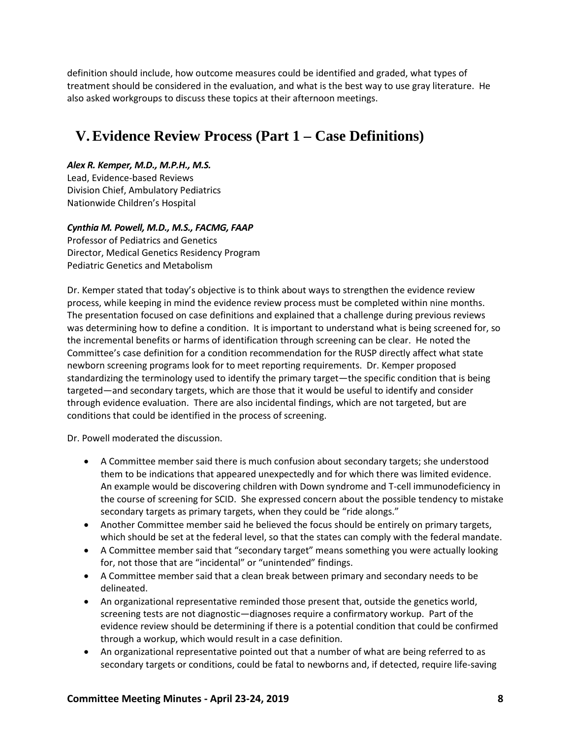definition should include, how outcome measures could be identified and graded, what types of treatment should be considered in the evaluation, and what is the best way to use gray literature. He also asked workgroups to discuss these topics at their afternoon meetings.

## V. Evidence Review Process (Part 1 – Case Definitions)

***Alex R. Kemper, M.D., M.P.H., M.S.***
Lead, Evidence-based Reviews
Division Chief, Ambulatory Pediatrics
Nationwide Children's Hospital

***Cynthia M. Powell, M.D., M.S., FACMG, FAAP***
Professor of Pediatrics and Genetics
Director, Medical Genetics Residency Program
Pediatric Genetics and Metabolism

Dr. Kemper stated that today's objective is to think about ways to strengthen the evidence review process, while keeping in mind the evidence review process must be completed within nine months. The presentation focused on case definitions and explained that a challenge during previous reviews was determining how to define a condition. It is important to understand what is being screened for, so the incremental benefits or harms of identification through screening can be clear. He noted the Committee's case definition for a condition recommendation for the RUSP directly affect what state newborn screening programs look for to meet reporting requirements. Dr. Kemper proposed standardizing the terminology used to identify the primary target—the specific condition that is being targeted—and secondary targets, which are those that it would be useful to identify and consider through evidence evaluation. There are also incidental findings, which are not targeted, but are conditions that could be identified in the process of screening.

Dr. Powell moderated the discussion.

- A Committee member said there is much confusion about secondary targets; she understood them to be indications that appeared unexpectedly and for which there was limited evidence. An example would be discovering children with Down syndrome and T-cell immunodeficiency in the course of screening for SCID. She expressed concern about the possible tendency to mistake secondary targets as primary targets, when they could be "ride alongs."
- Another Committee member said he believed the focus should be entirely on primary targets, which should be set at the federal level, so that the states can comply with the federal mandate.
- A Committee member said that "secondary target" means something you were actually looking for, not those that are "incidental" or "unintended" findings.
- A Committee member said that a clean break between primary and secondary needs to be delineated.
- An organizational representative reminded those present that, outside the genetics world, screening tests are not diagnostic—diagnoses require a confirmatory workup. Part of the evidence review should be determining if there is a potential condition that could be confirmed through a workup, which would result in a case definition.
- An organizational representative pointed out that a number of what are being referred to as secondary targets or conditions, could be fatal to newborns and, if detected, require life-saving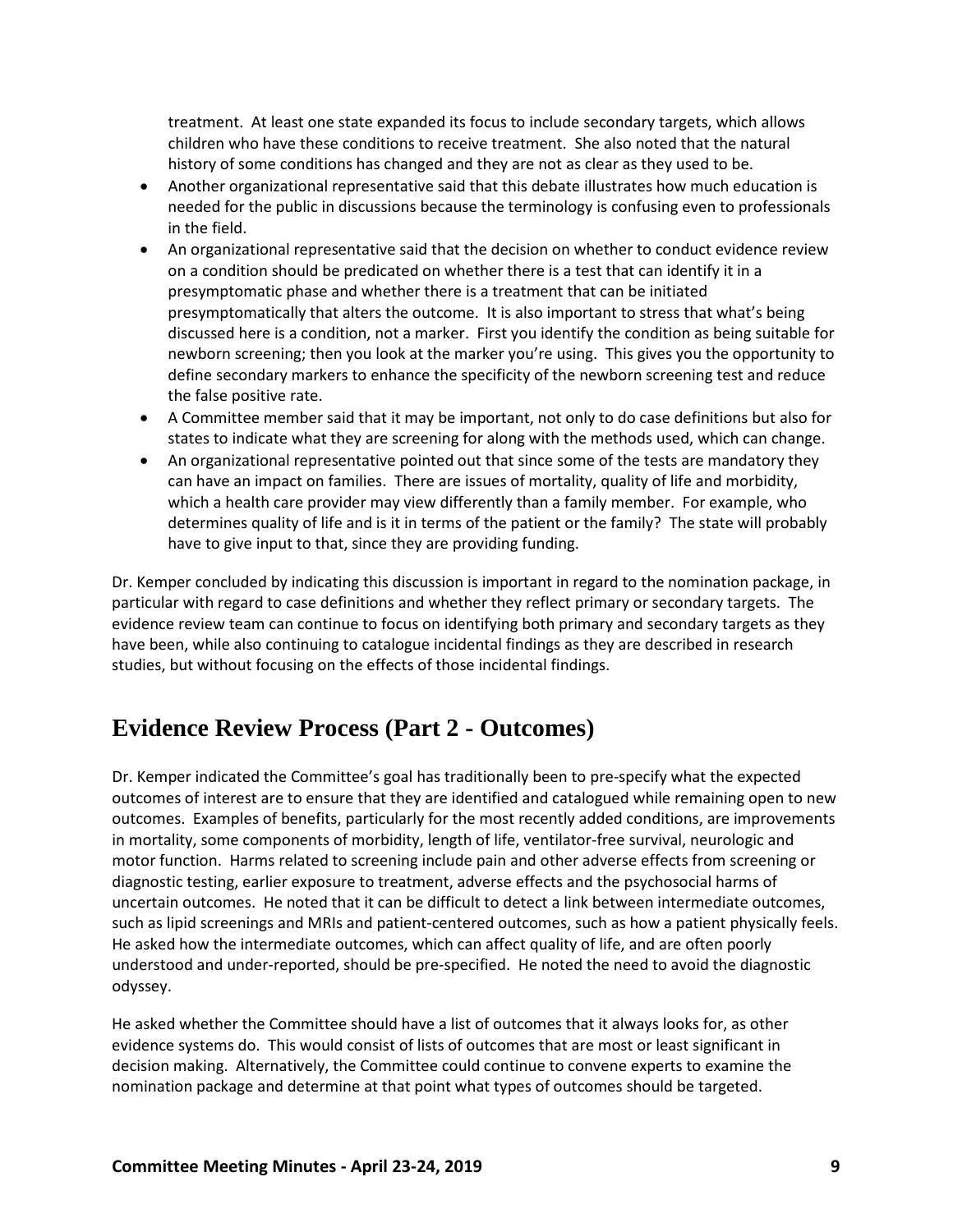treatment. At least one state expanded its focus to include secondary targets, which allows children who have these conditions to receive treatment. She also noted that the natural history of some conditions has changed and they are not as clear as they used to be.

- Another organizational representative said that this debate illustrates how much education is needed for the public in discussions because the terminology is confusing even to professionals in the field.
- An organizational representative said that the decision on whether to conduct evidence review on a condition should be predicated on whether there is a test that can identify it in a presymptomatic phase and whether there is a treatment that can be initiated presymptomatically that alters the outcome. It is also important to stress that what's being discussed here is a condition, not a marker. First you identify the condition as being suitable for newborn screening; then you look at the marker you're using. This gives you the opportunity to define secondary markers to enhance the specificity of the newborn screening test and reduce the false positive rate.
- A Committee member said that it may be important, not only to do case definitions but also for states to indicate what they are screening for along with the methods used, which can change.
- An organizational representative pointed out that since some of the tests are mandatory they can have an impact on families. There are issues of mortality, quality of life and morbidity, which a health care provider may view differently than a family member. For example, who determines quality of life and is it in terms of the patient or the family? The state will probably have to give input to that, since they are providing funding.

Dr. Kemper concluded by indicating this discussion is important in regard to the nomination package, in particular with regard to case definitions and whether they reflect primary or secondary targets. The evidence review team can continue to focus on identifying both primary and secondary targets as they have been, while also continuing to catalogue incidental findings as they are described in research studies, but without focusing on the effects of those incidental findings.

## Evidence Review Process (Part 2 - Outcomes)

Dr. Kemper indicated the Committee's goal has traditionally been to pre-specify what the expected outcomes of interest are to ensure that they are identified and catalogued while remaining open to new outcomes. Examples of benefits, particularly for the most recently added conditions, are improvements in mortality, some components of morbidity, length of life, ventilator-free survival, neurologic and motor function. Harms related to screening include pain and other adverse effects from screening or diagnostic testing, earlier exposure to treatment, adverse effects and the psychosocial harms of uncertain outcomes. He noted that it can be difficult to detect a link between intermediate outcomes, such as lipid screenings and MRIs and patient-centered outcomes, such as how a patient physically feels. He asked how the intermediate outcomes, which can affect quality of life, and are often poorly understood and under-reported, should be pre-specified. He noted the need to avoid the diagnostic odyssey.

He asked whether the Committee should have a list of outcomes that it always looks for, as other evidence systems do. This would consist of lists of outcomes that are most or least significant in decision making. Alternatively, the Committee could continue to convene experts to examine the nomination package and determine at that point what types of outcomes should be targeted.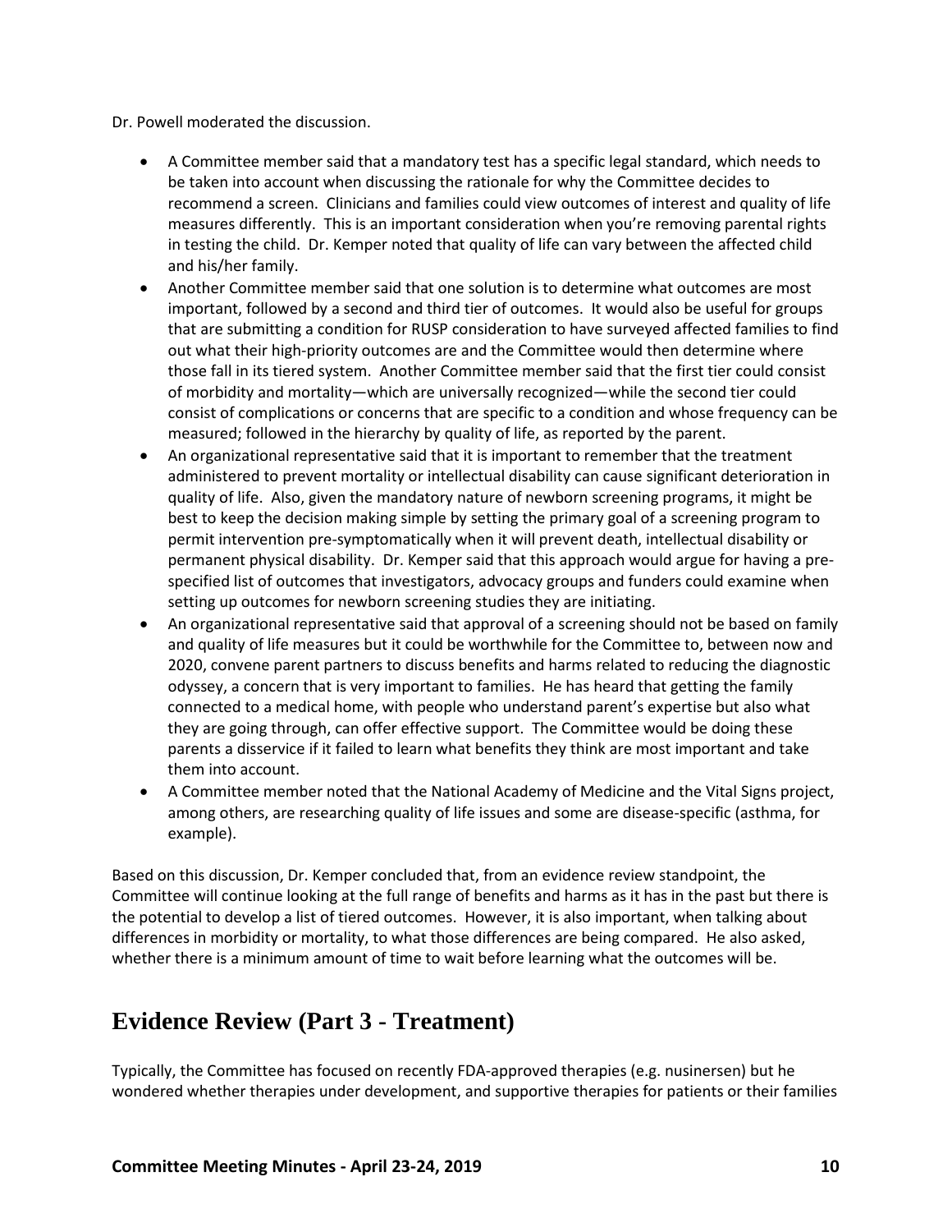Dr. Powell moderated the discussion.

- A Committee member said that a mandatory test has a specific legal standard, which needs to be taken into account when discussing the rationale for why the Committee decides to recommend a screen. Clinicians and families could view outcomes of interest and quality of life measures differently. This is an important consideration when you're removing parental rights in testing the child. Dr. Kemper noted that quality of life can vary between the affected child and his/her family.
- Another Committee member said that one solution is to determine what outcomes are most important, followed by a second and third tier of outcomes. It would also be useful for groups that are submitting a condition for RUSP consideration to have surveyed affected families to find out what their high-priority outcomes are and the Committee would then determine where those fall in its tiered system. Another Committee member said that the first tier could consist of morbidity and mortality—which are universally recognized—while the second tier could consist of complications or concerns that are specific to a condition and whose frequency can be measured; followed in the hierarchy by quality of life, as reported by the parent.
- An organizational representative said that it is important to remember that the treatment administered to prevent mortality or intellectual disability can cause significant deterioration in quality of life. Also, given the mandatory nature of newborn screening programs, it might be best to keep the decision making simple by setting the primary goal of a screening program to permit intervention pre-symptomatically when it will prevent death, intellectual disability or permanent physical disability. Dr. Kemper said that this approach would argue for having a pre-specified list of outcomes that investigators, advocacy groups and funders could examine when setting up outcomes for newborn screening studies they are initiating.
- An organizational representative said that approval of a screening should not be based on family and quality of life measures but it could be worthwhile for the Committee to, between now and 2020, convene parent partners to discuss benefits and harms related to reducing the diagnostic odyssey, a concern that is very important to families. He has heard that getting the family connected to a medical home, with people who understand parent's expertise but also what they are going through, can offer effective support. The Committee would be doing these parents a disservice if it failed to learn what benefits they think are most important and take them into account.
- A Committee member noted that the National Academy of Medicine and the Vital Signs project, among others, are researching quality of life issues and some are disease-specific (asthma, for example).

Based on this discussion, Dr. Kemper concluded that, from an evidence review standpoint, the Committee will continue looking at the full range of benefits and harms as it has in the past but there is the potential to develop a list of tiered outcomes. However, it is also important, when talking about differences in morbidity or mortality, to what those differences are being compared. He also asked, whether there is a minimum amount of time to wait before learning what the outcomes will be.

## Evidence Review (Part 3 - Treatment)

Typically, the Committee has focused on recently FDA-approved therapies (e.g. nusinersen) but he wondered whether therapies under development, and supportive therapies for patients or their families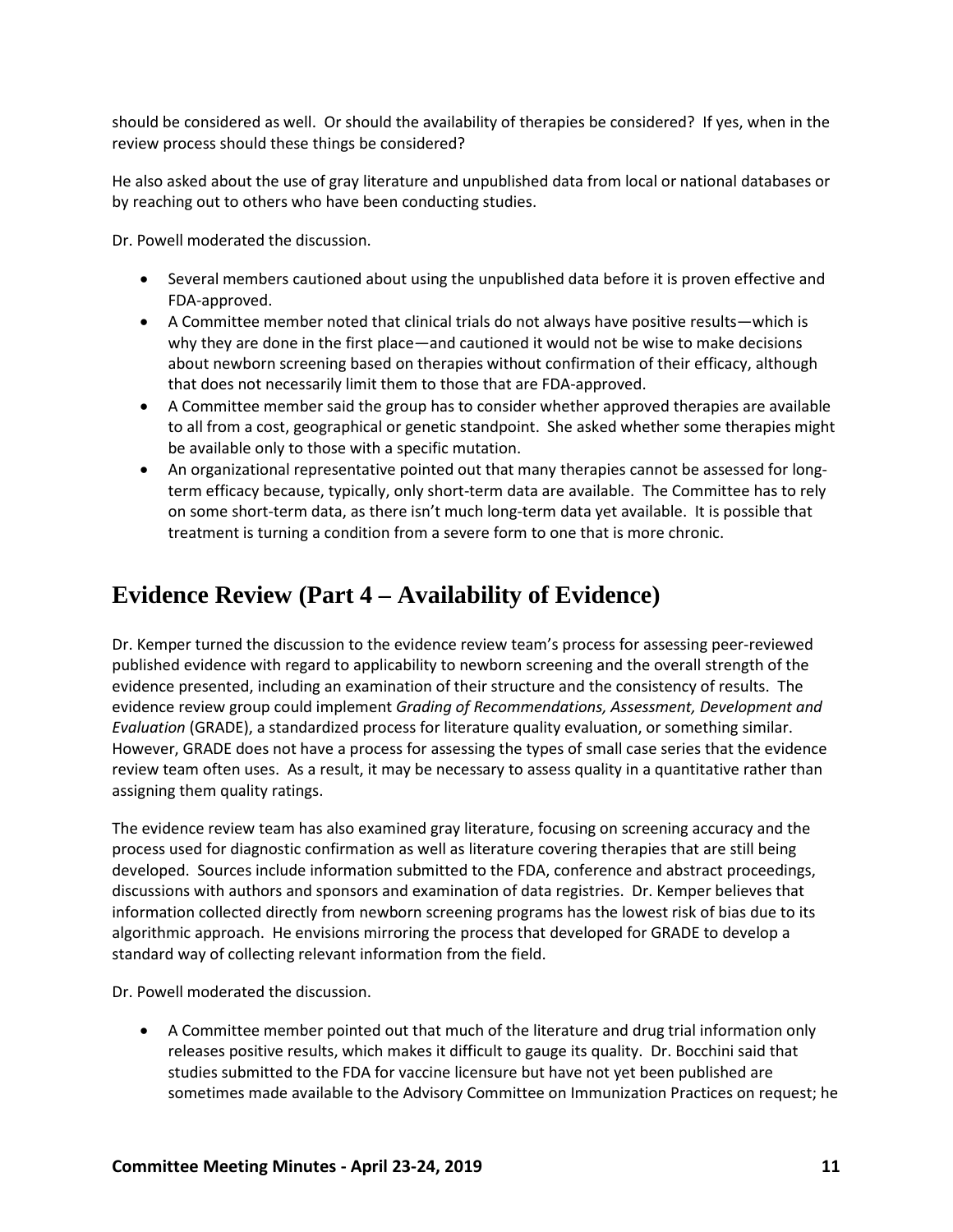should be considered as well. Or should the availability of therapies be considered? If yes, when in the review process should these things be considered?

He also asked about the use of gray literature and unpublished data from local or national databases or by reaching out to others who have been conducting studies.

Dr. Powell moderated the discussion.

- Several members cautioned about using the unpublished data before it is proven effective and FDA-approved.
- A Committee member noted that clinical trials do not always have positive results—which is why they are done in the first place—and cautioned it would not be wise to make decisions about newborn screening based on therapies without confirmation of their efficacy, although that does not necessarily limit them to those that are FDA-approved.
- A Committee member said the group has to consider whether approved therapies are available to all from a cost, geographical or genetic standpoint. She asked whether some therapies might be available only to those with a specific mutation.
- An organizational representative pointed out that many therapies cannot be assessed for long-term efficacy because, typically, only short-term data are available. The Committee has to rely on some short-term data, as there isn't much long-term data yet available. It is possible that treatment is turning a condition from a severe form to one that is more chronic.

# Evidence Review (Part 4 – Availability of Evidence)

Dr. Kemper turned the discussion to the evidence review team's process for assessing peer-reviewed published evidence with regard to applicability to newborn screening and the overall strength of the evidence presented, including an examination of their structure and the consistency of results. The evidence review group could implement *Grading of Recommendations, Assessment, Development and Evaluation* (GRADE), a standardized process for literature quality evaluation, or something similar. However, GRADE does not have a process for assessing the types of small case series that the evidence review team often uses. As a result, it may be necessary to assess quality in a quantitative rather than assigning them quality ratings.

The evidence review team has also examined gray literature, focusing on screening accuracy and the process used for diagnostic confirmation as well as literature covering therapies that are still being developed. Sources include information submitted to the FDA, conference and abstract proceedings, discussions with authors and sponsors and examination of data registries. Dr. Kemper believes that information collected directly from newborn screening programs has the lowest risk of bias due to its algorithmic approach. He envisions mirroring the process that developed for GRADE to develop a standard way of collecting relevant information from the field.

Dr. Powell moderated the discussion.

- A Committee member pointed out that much of the literature and drug trial information only releases positive results, which makes it difficult to gauge its quality. Dr. Bocchini said that studies submitted to the FDA for vaccine licensure but have not yet been published are sometimes made available to the Advisory Committee on Immunization Practices on request; he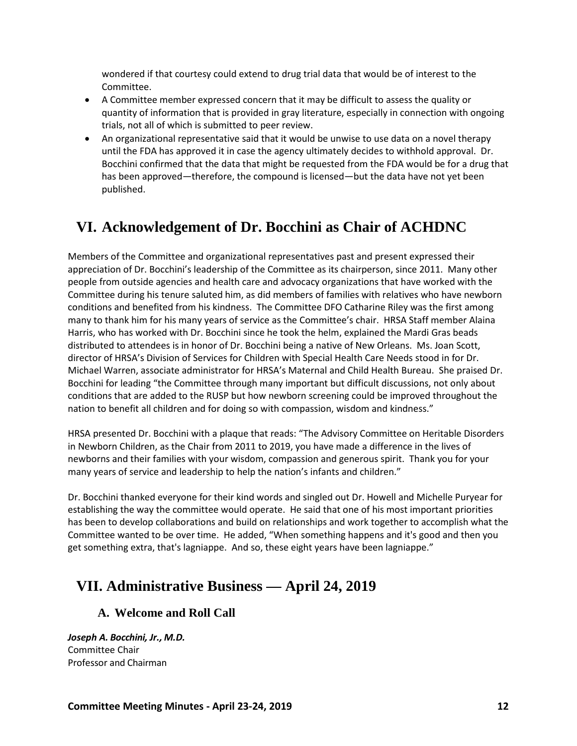wondered if that courtesy could extend to drug trial data that would be of interest to the Committee.

- A Committee member expressed concern that it may be difficult to assess the quality or quantity of information that is provided in gray literature, especially in connection with ongoing trials, not all of which is submitted to peer review.
- An organizational representative said that it would be unwise to use data on a novel therapy until the FDA has approved it in case the agency ultimately decides to withhold approval. Dr. Bocchini confirmed that the data that might be requested from the FDA would be for a drug that has been approved—therefore, the compound is licensed—but the data have not yet been published.

# VI. Acknowledgement of Dr. Bocchini as Chair of ACHDNC

Members of the Committee and organizational representatives past and present expressed their appreciation of Dr. Bocchini's leadership of the Committee as its chairperson, since 2011. Many other people from outside agencies and health care and advocacy organizations that have worked with the Committee during his tenure saluted him, as did members of families with relatives who have newborn conditions and benefited from his kindness. The Committee DFO Catharine Riley was the first among many to thank him for his many years of service as the Committee's chair. HRSA Staff member Alaina Harris, who has worked with Dr. Bocchini since he took the helm, explained the Mardi Gras beads distributed to attendees is in honor of Dr. Bocchini being a native of New Orleans. Ms. Joan Scott, director of HRSA's Division of Services for Children with Special Health Care Needs stood in for Dr. Michael Warren, associate administrator for HRSA's Maternal and Child Health Bureau. She praised Dr. Bocchini for leading "the Committee through many important but difficult discussions, not only about conditions that are added to the RUSP but how newborn screening could be improved throughout the nation to benefit all children and for doing so with compassion, wisdom and kindness."

HRSA presented Dr. Bocchini with a plaque that reads: "The Advisory Committee on Heritable Disorders in Newborn Children, as the Chair from 2011 to 2019, you have made a difference in the lives of newborns and their families with your wisdom, compassion and generous spirit. Thank you for your many years of service and leadership to help the nation's infants and children."

Dr. Bocchini thanked everyone for their kind words and singled out Dr. Howell and Michelle Puryear for establishing the way the committee would operate. He said that one of his most important priorities has been to develop collaborations and build on relationships and work together to accomplish what the Committee wanted to be over time. He added, "When something happens and it's good and then you get something extra, that's lagniappe. And so, these eight years have been lagniappe."

# VII. Administrative Business — April 24, 2019

## A. Welcome and Roll Call

***Joseph A. Bocchini, Jr., M.D.***
Committee Chair
Professor and Chairman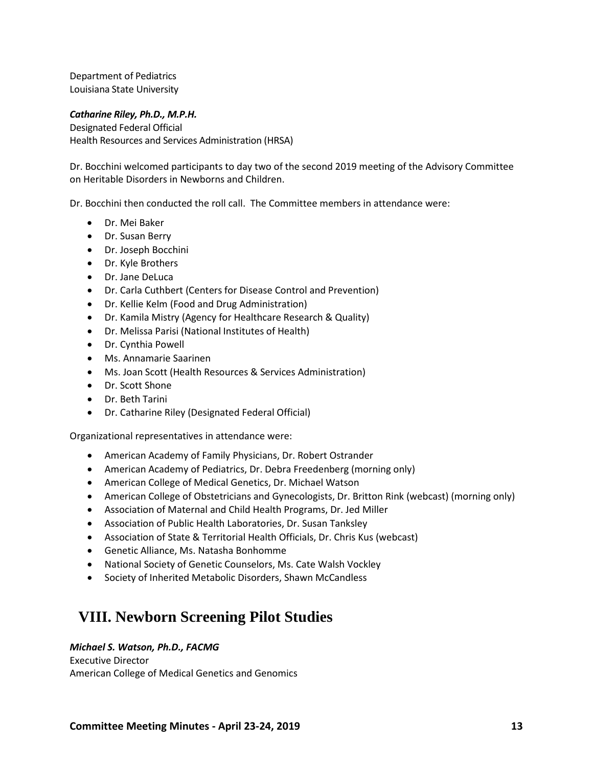Department of Pediatrics
Louisiana State University

***Catharine Riley, Ph.D., M.P.H.***
Designated Federal Official
Health Resources and Services Administration (HRSA)

Dr. Bocchini welcomed participants to day two of the second 2019 meeting of the Advisory Committee on Heritable Disorders in Newborns and Children.

Dr. Bocchini then conducted the roll call. The Committee members in attendance were:

- Dr. Mei Baker
- Dr. Susan Berry
- Dr. Joseph Bocchini
- Dr. Kyle Brothers
- Dr. Jane DeLuca
- Dr. Carla Cuthbert (Centers for Disease Control and Prevention)
- Dr. Kellie Kelm (Food and Drug Administration)
- Dr. Kamila Mistry (Agency for Healthcare Research & Quality)
- Dr. Melissa Parisi (National Institutes of Health)
- Dr. Cynthia Powell
- Ms. Annamarie Saarinen
- Ms. Joan Scott (Health Resources & Services Administration)
- Dr. Scott Shone
- Dr. Beth Tarini
- Dr. Catharine Riley (Designated Federal Official)

Organizational representatives in attendance were:

- American Academy of Family Physicians, Dr. Robert Ostrander
- American Academy of Pediatrics, Dr. Debra Freedenberg (morning only)
- American College of Medical Genetics, Dr. Michael Watson
- American College of Obstetricians and Gynecologists, Dr. Britton Rink (webcast) (morning only)
- Association of Maternal and Child Health Programs, Dr. Jed Miller
- Association of Public Health Laboratories, Dr. Susan Tanksley
- Association of State & Territorial Health Officials, Dr. Chris Kus (webcast)
- Genetic Alliance, Ms. Natasha Bonhomme
- National Society of Genetic Counselors, Ms. Cate Walsh Vockley
- Society of Inherited Metabolic Disorders, Shawn McCandless

# VIII. Newborn Screening Pilot Studies

***Michael S. Watson, Ph.D., FACMG***
Executive Director
American College of Medical Genetics and Genomics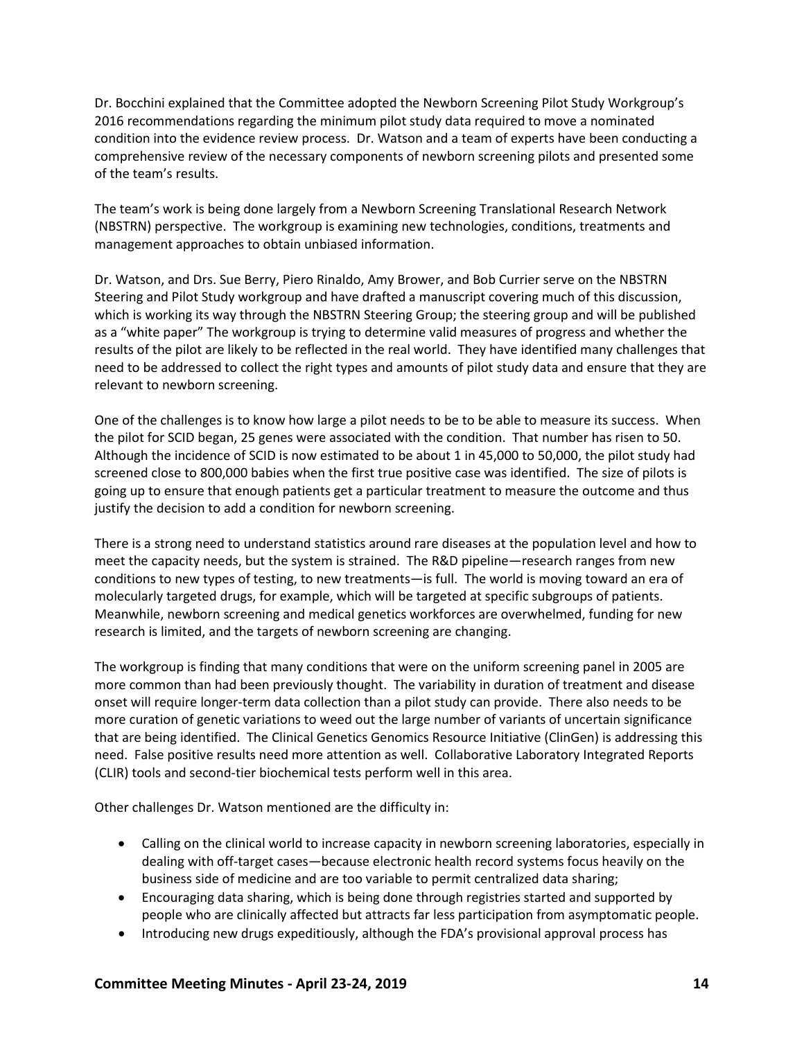Dr. Bocchini explained that the Committee adopted the Newborn Screening Pilot Study Workgroup's 2016 recommendations regarding the minimum pilot study data required to move a nominated condition into the evidence review process. Dr. Watson and a team of experts have been conducting a comprehensive review of the necessary components of newborn screening pilots and presented some of the team's results.

The team's work is being done largely from a Newborn Screening Translational Research Network (NBSTRN) perspective. The workgroup is examining new technologies, conditions, treatments and management approaches to obtain unbiased information.

Dr. Watson, and Drs. Sue Berry, Piero Rinaldo, Amy Brower, and Bob Currier serve on the NBSTRN Steering and Pilot Study workgroup and have drafted a manuscript covering much of this discussion, which is working its way through the NBSTRN Steering Group; the steering group and will be published as a "white paper" The workgroup is trying to determine valid measures of progress and whether the results of the pilot are likely to be reflected in the real world. They have identified many challenges that need to be addressed to collect the right types and amounts of pilot study data and ensure that they are relevant to newborn screening.

One of the challenges is to know how large a pilot needs to be to be able to measure its success. When the pilot for SCID began, 25 genes were associated with the condition. That number has risen to 50. Although the incidence of SCID is now estimated to be about 1 in 45,000 to 50,000, the pilot study had screened close to 800,000 babies when the first true positive case was identified. The size of pilots is going up to ensure that enough patients get a particular treatment to measure the outcome and thus justify the decision to add a condition for newborn screening.

There is a strong need to understand statistics around rare diseases at the population level and how to meet the capacity needs, but the system is strained. The R&D pipeline—research ranges from new conditions to new types of testing, to new treatments—is full. The world is moving toward an era of molecularly targeted drugs, for example, which will be targeted at specific subgroups of patients. Meanwhile, newborn screening and medical genetics workforces are overwhelmed, funding for new research is limited, and the targets of newborn screening are changing.

The workgroup is finding that many conditions that were on the uniform screening panel in 2005 are more common than had been previously thought. The variability in duration of treatment and disease onset will require longer-term data collection than a pilot study can provide. There also needs to be more curation of genetic variations to weed out the large number of variants of uncertain significance that are being identified. The Clinical Genetics Genomics Resource Initiative (ClinGen) is addressing this need. False positive results need more attention as well. Collaborative Laboratory Integrated Reports (CLIR) tools and second-tier biochemical tests perform well in this area.

Other challenges Dr. Watson mentioned are the difficulty in:

- Calling on the clinical world to increase capacity in newborn screening laboratories, especially in dealing with off-target cases—because electronic health record systems focus heavily on the business side of medicine and are too variable to permit centralized data sharing;
- Encouraging data sharing, which is being done through registries started and supported by people who are clinically affected but attracts far less participation from asymptomatic people.
- Introducing new drugs expeditiously, although the FDA's provisional approval process has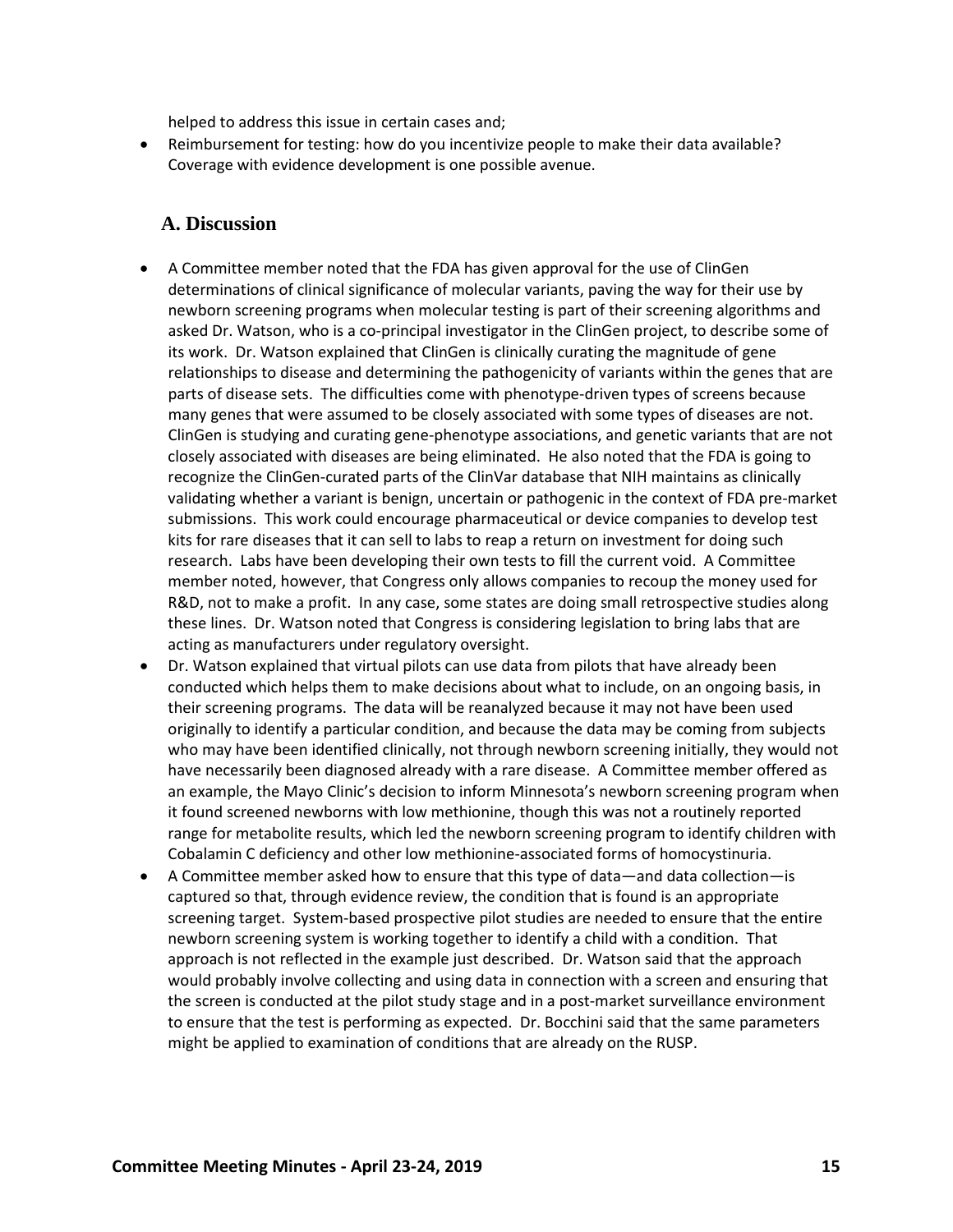helped to address this issue in certain cases and;

- Reimbursement for testing: how do you incentivize people to make their data available? Coverage with evidence development is one possible avenue.

## A. Discussion

- A Committee member noted that the FDA has given approval for the use of ClinGen determinations of clinical significance of molecular variants, paving the way for their use by newborn screening programs when molecular testing is part of their screening algorithms and asked Dr. Watson, who is a co-principal investigator in the ClinGen project, to describe some of its work. Dr. Watson explained that ClinGen is clinically curating the magnitude of gene relationships to disease and determining the pathogenicity of variants within the genes that are parts of disease sets. The difficulties come with phenotype-driven types of screens because many genes that were assumed to be closely associated with some types of diseases are not. ClinGen is studying and curating gene-phenotype associations, and genetic variants that are not closely associated with diseases are being eliminated. He also noted that the FDA is going to recognize the ClinGen-curated parts of the ClinVar database that NIH maintains as clinically validating whether a variant is benign, uncertain or pathogenic in the context of FDA pre-market submissions. This work could encourage pharmaceutical or device companies to develop test kits for rare diseases that it can sell to labs to reap a return on investment for doing such research. Labs have been developing their own tests to fill the current void. A Committee member noted, however, that Congress only allows companies to recoup the money used for R&D, not to make a profit. In any case, some states are doing small retrospective studies along these lines. Dr. Watson noted that Congress is considering legislation to bring labs that are acting as manufacturers under regulatory oversight.
- Dr. Watson explained that virtual pilots can use data from pilots that have already been conducted which helps them to make decisions about what to include, on an ongoing basis, in their screening programs. The data will be reanalyzed because it may not have been used originally to identify a particular condition, and because the data may be coming from subjects who may have been identified clinically, not through newborn screening initially, they would not have necessarily been diagnosed already with a rare disease. A Committee member offered as an example, the Mayo Clinic's decision to inform Minnesota's newborn screening program when it found screened newborns with low methionine, though this was not a routinely reported range for metabolite results, which led the newborn screening program to identify children with Cobalamin C deficiency and other low methionine-associated forms of homocystinuria.
- A Committee member asked how to ensure that this type of data—and data collection—is captured so that, through evidence review, the condition that is found is an appropriate screening target. System-based prospective pilot studies are needed to ensure that the entire newborn screening system is working together to identify a child with a condition. That approach is not reflected in the example just described. Dr. Watson said that the approach would probably involve collecting and using data in connection with a screen and ensuring that the screen is conducted at the pilot study stage and in a post-market surveillance environment to ensure that the test is performing as expected. Dr. Bocchini said that the same parameters might be applied to examination of conditions that are already on the RUSP.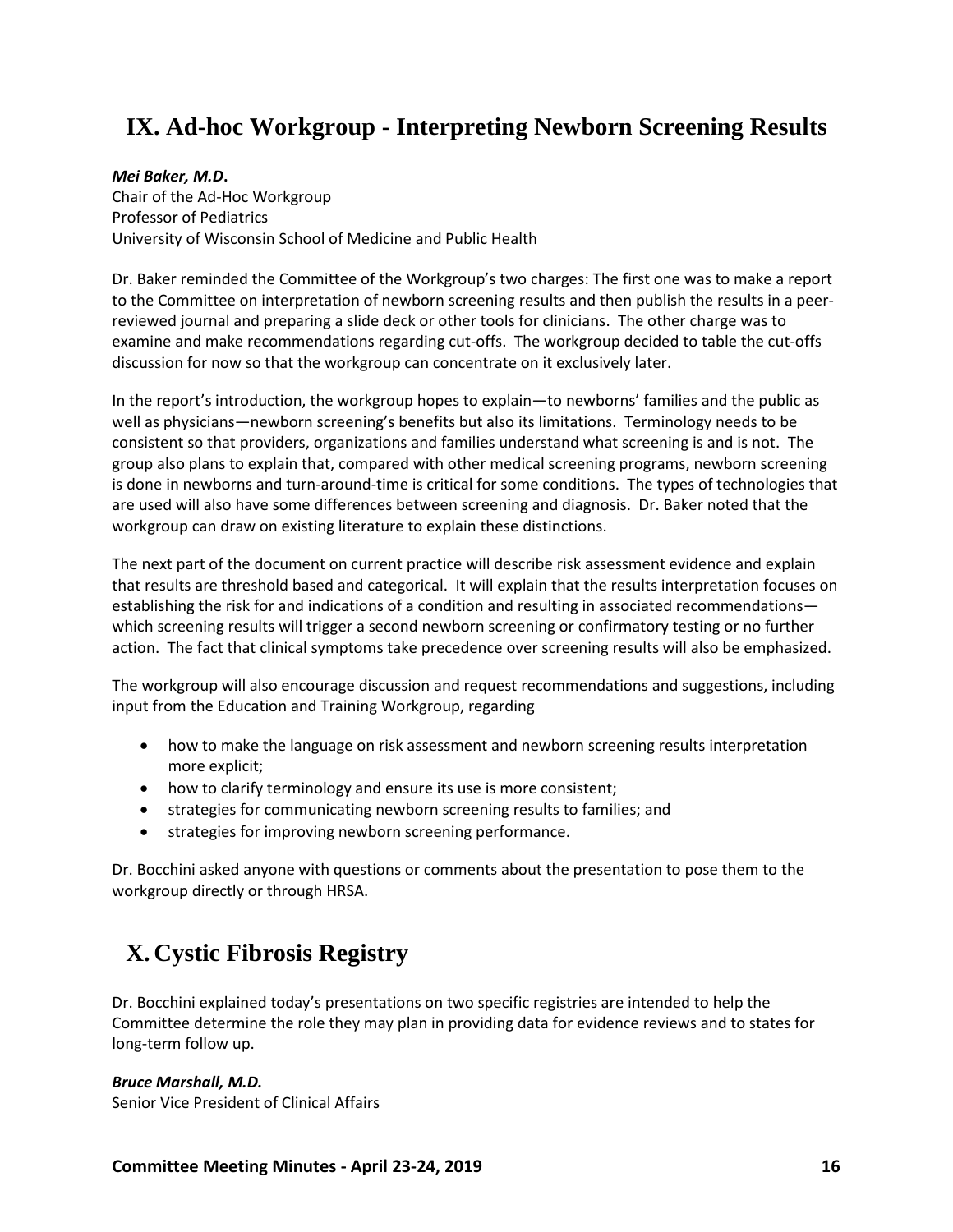## IX. Ad-hoc Workgroup - Interpreting Newborn Screening Results

***Mei Baker, M.D*.**
Chair of the Ad-Hoc Workgroup
Professor of Pediatrics
University of Wisconsin School of Medicine and Public Health

Dr. Baker reminded the Committee of the Workgroup's two charges: The first one was to make a report to the Committee on interpretation of newborn screening results and then publish the results in a peer-reviewed journal and preparing a slide deck or other tools for clinicians. The other charge was to examine and make recommendations regarding cut-offs. The workgroup decided to table the cut-offs discussion for now so that the workgroup can concentrate on it exclusively later.

In the report's introduction, the workgroup hopes to explain—to newborns' families and the public as well as physicians—newborn screening's benefits but also its limitations. Terminology needs to be consistent so that providers, organizations and families understand what screening is and is not. The group also plans to explain that, compared with other medical screening programs, newborn screening is done in newborns and turn-around-time is critical for some conditions. The types of technologies that are used will also have some differences between screening and diagnosis. Dr. Baker noted that the workgroup can draw on existing literature to explain these distinctions.

The next part of the document on current practice will describe risk assessment evidence and explain that results are threshold based and categorical. It will explain that the results interpretation focuses on establishing the risk for and indications of a condition and resulting in associated recommendations—which screening results will trigger a second newborn screening or confirmatory testing or no further action. The fact that clinical symptoms take precedence over screening results will also be emphasized.

The workgroup will also encourage discussion and request recommendations and suggestions, including input from the Education and Training Workgroup, regarding

- how to make the language on risk assessment and newborn screening results interpretation more explicit;
- how to clarify terminology and ensure its use is more consistent;
- strategies for communicating newborn screening results to families; and
- strategies for improving newborn screening performance.

Dr. Bocchini asked anyone with questions or comments about the presentation to pose them to the workgroup directly or through HRSA.

## X. Cystic Fibrosis Registry

Dr. Bocchini explained today's presentations on two specific registries are intended to help the Committee determine the role they may plan in providing data for evidence reviews and to states for long-term follow up.

***Bruce Marshall, M.D.***
Senior Vice President of Clinical Affairs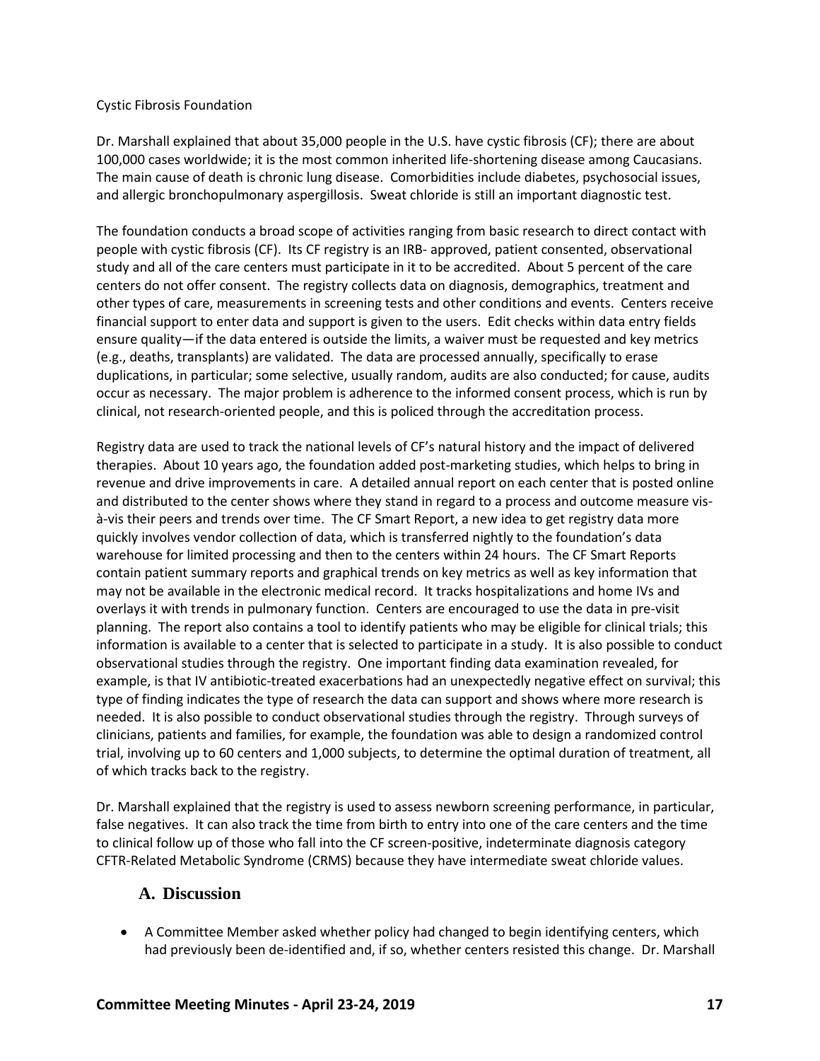Cystic Fibrosis Foundation

Dr. Marshall explained that about 35,000 people in the U.S. have cystic fibrosis (CF); there are about 100,000 cases worldwide; it is the most common inherited life-shortening disease among Caucasians. The main cause of death is chronic lung disease. Comorbidities include diabetes, psychosocial issues, and allergic bronchopulmonary aspergillosis. Sweat chloride is still an important diagnostic test.

The foundation conducts a broad scope of activities ranging from basic research to direct contact with people with cystic fibrosis (CF). Its CF registry is an IRB- approved, patient consented, observational study and all of the care centers must participate in it to be accredited. About 5 percent of the care centers do not offer consent. The registry collects data on diagnosis, demographics, treatment and other types of care, measurements in screening tests and other conditions and events. Centers receive financial support to enter data and support is given to the users. Edit checks within data entry fields ensure quality—if the data entered is outside the limits, a waiver must be requested and key metrics (e.g., deaths, transplants) are validated. The data are processed annually, specifically to erase duplications, in particular; some selective, usually random, audits are also conducted; for cause, audits occur as necessary. The major problem is adherence to the informed consent process, which is run by clinical, not research-oriented people, and this is policed through the accreditation process.

Registry data are used to track the national levels of CF's natural history and the impact of delivered therapies. About 10 years ago, the foundation added post-marketing studies, which helps to bring in revenue and drive improvements in care. A detailed annual report on each center that is posted online and distributed to the center shows where they stand in regard to a process and outcome measure vis-à-vis their peers and trends over time. The CF Smart Report, a new idea to get registry data more quickly involves vendor collection of data, which is transferred nightly to the foundation's data warehouse for limited processing and then to the centers within 24 hours. The CF Smart Reports contain patient summary reports and graphical trends on key metrics as well as key information that may not be available in the electronic medical record. It tracks hospitalizations and home IVs and overlays it with trends in pulmonary function. Centers are encouraged to use the data in pre-visit planning. The report also contains a tool to identify patients who may be eligible for clinical trials; this information is available to a center that is selected to participate in a study. It is also possible to conduct observational studies through the registry. One important finding data examination revealed, for example, is that IV antibiotic-treated exacerbations had an unexpectedly negative effect on survival; this type of finding indicates the type of research the data can support and shows where more research is needed. It is also possible to conduct observational studies through the registry. Through surveys of clinicians, patients and families, for example, the foundation was able to design a randomized control trial, involving up to 60 centers and 1,000 subjects, to determine the optimal duration of treatment, all of which tracks back to the registry.

Dr. Marshall explained that the registry is used to assess newborn screening performance, in particular, false negatives. It can also track the time from birth to entry into one of the care centers and the time to clinical follow up of those who fall into the CF screen-positive, indeterminate diagnosis category CFTR-Related Metabolic Syndrome (CRMS) because they have intermediate sweat chloride values.

## A. Discussion

- A Committee Member asked whether policy had changed to begin identifying centers, which had previously been de-identified and, if so, whether centers resisted this change. Dr. Marshall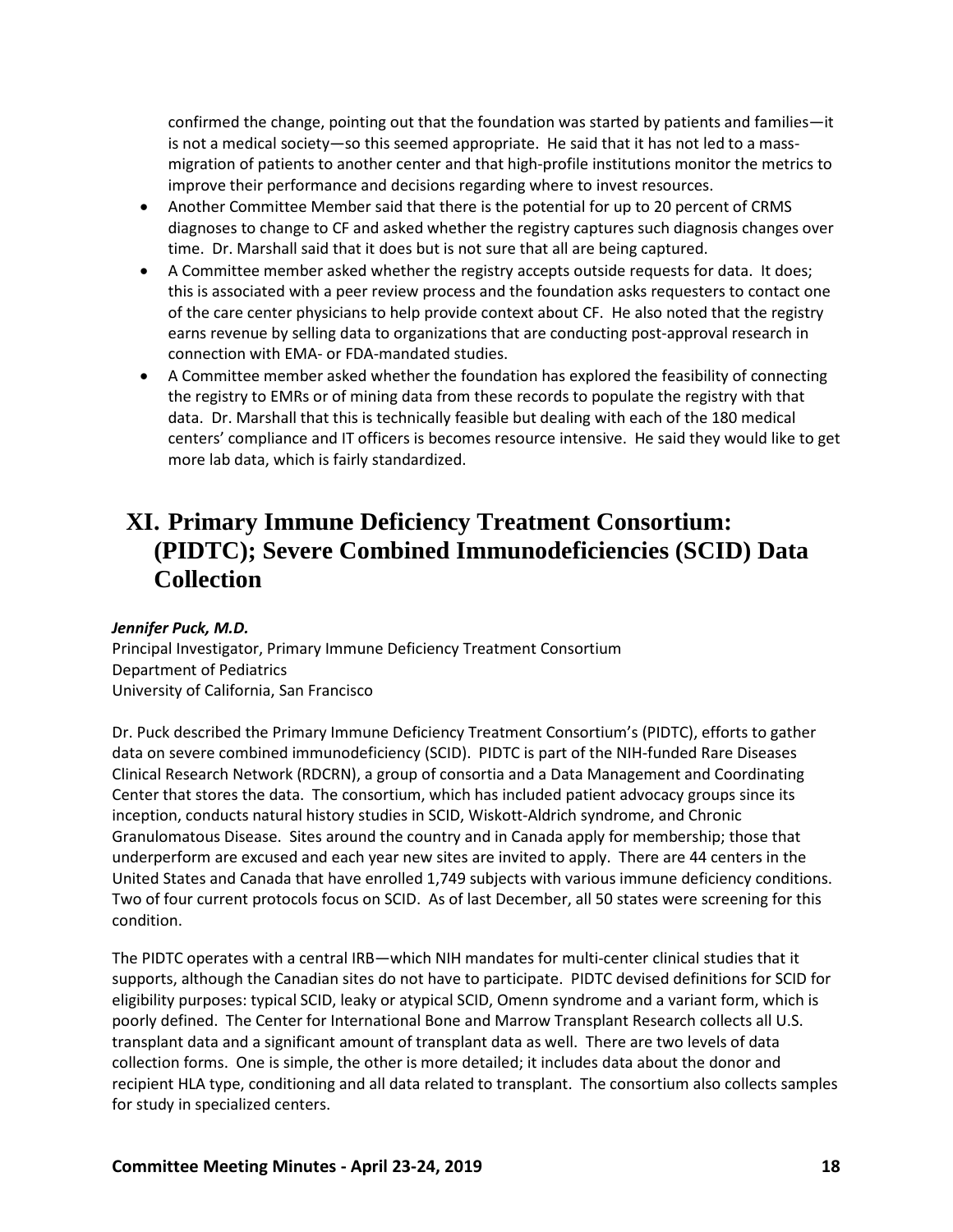confirmed the change, pointing out that the foundation was started by patients and families—it is not a medical society—so this seemed appropriate. He said that it has not led to a mass-migration of patients to another center and that high-profile institutions monitor the metrics to improve their performance and decisions regarding where to invest resources.

- Another Committee Member said that there is the potential for up to 20 percent of CRMS diagnoses to change to CF and asked whether the registry captures such diagnosis changes over time. Dr. Marshall said that it does but is not sure that all are being captured.
- A Committee member asked whether the registry accepts outside requests for data. It does; this is associated with a peer review process and the foundation asks requesters to contact one of the care center physicians to help provide context about CF. He also noted that the registry earns revenue by selling data to organizations that are conducting post-approval research in connection with EMA- or FDA-mandated studies.
- A Committee member asked whether the foundation has explored the feasibility of connecting the registry to EMRs or of mining data from these records to populate the registry with that data. Dr. Marshall that this is technically feasible but dealing with each of the 180 medical centers' compliance and IT officers is becomes resource intensive. He said they would like to get more lab data, which is fairly standardized.

# XI. Primary Immune Deficiency Treatment Consortium: (PIDTC); Severe Combined Immunodeficiencies (SCID) Data Collection

***Jennifer Puck, M.D.***
Principal Investigator, Primary Immune Deficiency Treatment Consortium
Department of Pediatrics
University of California, San Francisco

Dr. Puck described the Primary Immune Deficiency Treatment Consortium's (PIDTC), efforts to gather data on severe combined immunodeficiency (SCID). PIDTC is part of the NIH-funded Rare Diseases Clinical Research Network (RDCRN), a group of consortia and a Data Management and Coordinating Center that stores the data. The consortium, which has included patient advocacy groups since its inception, conducts natural history studies in SCID, Wiskott-Aldrich syndrome, and Chronic Granulomatous Disease. Sites around the country and in Canada apply for membership; those that underperform are excused and each year new sites are invited to apply. There are 44 centers in the United States and Canada that have enrolled 1,749 subjects with various immune deficiency conditions. Two of four current protocols focus on SCID. As of last December, all 50 states were screening for this condition.

The PIDTC operates with a central IRB—which NIH mandates for multi-center clinical studies that it supports, although the Canadian sites do not have to participate. PIDTC devised definitions for SCID for eligibility purposes: typical SCID, leaky or atypical SCID, Omenn syndrome and a variant form, which is poorly defined. The Center for International Bone and Marrow Transplant Research collects all U.S. transplant data and a significant amount of transplant data as well. There are two levels of data collection forms. One is simple, the other is more detailed; it includes data about the donor and recipient HLA type, conditioning and all data related to transplant. The consortium also collects samples for study in specialized centers.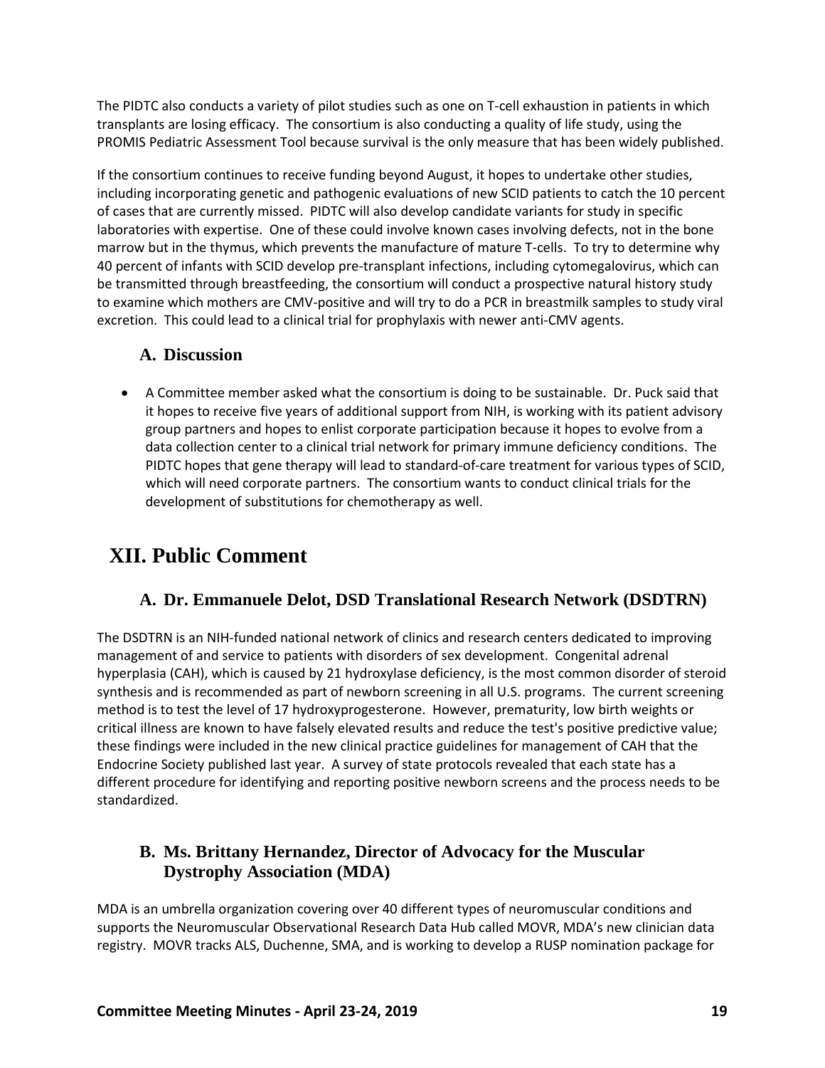The PIDTC also conducts a variety of pilot studies such as one on T-cell exhaustion in patients in which transplants are losing efficacy. The consortium is also conducting a quality of life study, using the PROMIS Pediatric Assessment Tool because survival is the only measure that has been widely published.

If the consortium continues to receive funding beyond August, it hopes to undertake other studies, including incorporating genetic and pathogenic evaluations of new SCID patients to catch the 10 percent of cases that are currently missed. PIDTC will also develop candidate variants for study in specific laboratories with expertise. One of these could involve known cases involving defects, not in the bone marrow but in the thymus, which prevents the manufacture of mature T-cells. To try to determine why 40 percent of infants with SCID develop pre-transplant infections, including cytomegalovirus, which can be transmitted through breastfeeding, the consortium will conduct a prospective natural history study to examine which mothers are CMV-positive and will try to do a PCR in breastmilk samples to study viral excretion. This could lead to a clinical trial for prophylaxis with newer anti-CMV agents.

### A. Discussion

- A Committee member asked what the consortium is doing to be sustainable. Dr. Puck said that it hopes to receive five years of additional support from NIH, is working with its patient advisory group partners and hopes to enlist corporate participation because it hopes to evolve from a data collection center to a clinical trial network for primary immune deficiency conditions. The PIDTC hopes that gene therapy will lead to standard-of-care treatment for various types of SCID, which will need corporate partners. The consortium wants to conduct clinical trials for the development of substitutions for chemotherapy as well.

## XII. Public Comment

### A. Dr. Emmanuele Delot, DSD Translational Research Network (DSDTRN)

The DSDTRN is an NIH-funded national network of clinics and research centers dedicated to improving management of and service to patients with disorders of sex development. Congenital adrenal hyperplasia (CAH), which is caused by 21 hydroxylase deficiency, is the most common disorder of steroid synthesis and is recommended as part of newborn screening in all U.S. programs. The current screening method is to test the level of 17 hydroxyprogesterone. However, prematurity, low birth weights or critical illness are known to have falsely elevated results and reduce the test's positive predictive value; these findings were included in the new clinical practice guidelines for management of CAH that the Endocrine Society published last year. A survey of state protocols revealed that each state has a different procedure for identifying and reporting positive newborn screens and the process needs to be standardized.

### B. Ms. Brittany Hernandez, Director of Advocacy for the Muscular Dystrophy Association (MDA)

MDA is an umbrella organization covering over 40 different types of neuromuscular conditions and supports the Neuromuscular Observational Research Data Hub called MOVR, MDA's new clinician data registry. MOVR tracks ALS, Duchenne, SMA, and is working to develop a RUSP nomination package for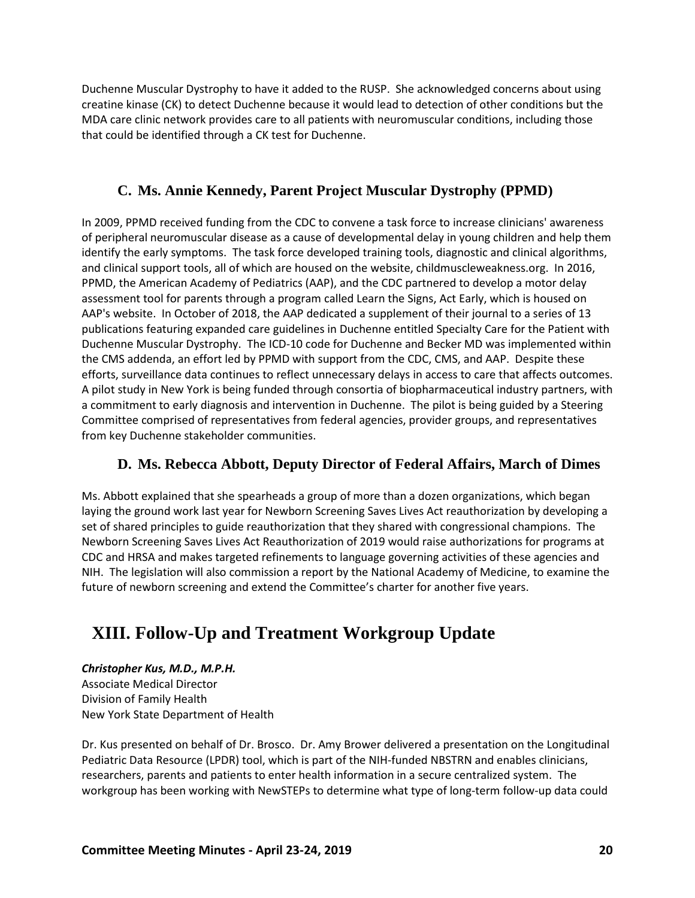Duchenne Muscular Dystrophy to have it added to the RUSP. She acknowledged concerns about using creatine kinase (CK) to detect Duchenne because it would lead to detection of other conditions but the MDA care clinic network provides care to all patients with neuromuscular conditions, including those that could be identified through a CK test for Duchenne.

### C. Ms. Annie Kennedy, Parent Project Muscular Dystrophy (PPMD)

In 2009, PPMD received funding from the CDC to convene a task force to increase clinicians' awareness of peripheral neuromuscular disease as a cause of developmental delay in young children and help them identify the early symptoms. The task force developed training tools, diagnostic and clinical algorithms, and clinical support tools, all of which are housed on the website, childmuscleweakness.org. In 2016, PPMD, the American Academy of Pediatrics (AAP), and the CDC partnered to develop a motor delay assessment tool for parents through a program called Learn the Signs, Act Early, which is housed on AAP's website. In October of 2018, the AAP dedicated a supplement of their journal to a series of 13 publications featuring expanded care guidelines in Duchenne entitled Specialty Care for the Patient with Duchenne Muscular Dystrophy. The ICD-10 code for Duchenne and Becker MD was implemented within the CMS addenda, an effort led by PPMD with support from the CDC, CMS, and AAP. Despite these efforts, surveillance data continues to reflect unnecessary delays in access to care that affects outcomes. A pilot study in New York is being funded through consortia of biopharmaceutical industry partners, with a commitment to early diagnosis and intervention in Duchenne. The pilot is being guided by a Steering Committee comprised of representatives from federal agencies, provider groups, and representatives from key Duchenne stakeholder communities.

### D. Ms. Rebecca Abbott, Deputy Director of Federal Affairs, March of Dimes

Ms. Abbott explained that she spearheads a group of more than a dozen organizations, which began laying the ground work last year for Newborn Screening Saves Lives Act reauthorization by developing a set of shared principles to guide reauthorization that they shared with congressional champions. The Newborn Screening Saves Lives Act Reauthorization of 2019 would raise authorizations for programs at CDC and HRSA and makes targeted refinements to language governing activities of these agencies and NIH. The legislation will also commission a report by the National Academy of Medicine, to examine the future of newborn screening and extend the Committee's charter for another five years.

## XIII. Follow-Up and Treatment Workgroup Update

***Christopher Kus, M.D., M.P.H.***
Associate Medical Director
Division of Family Health
New York State Department of Health

Dr. Kus presented on behalf of Dr. Brosco. Dr. Amy Brower delivered a presentation on the Longitudinal Pediatric Data Resource (LPDR) tool, which is part of the NIH-funded NBSTRN and enables clinicians, researchers, parents and patients to enter health information in a secure centralized system. The workgroup has been working with NewSTEPs to determine what type of long-term follow-up data could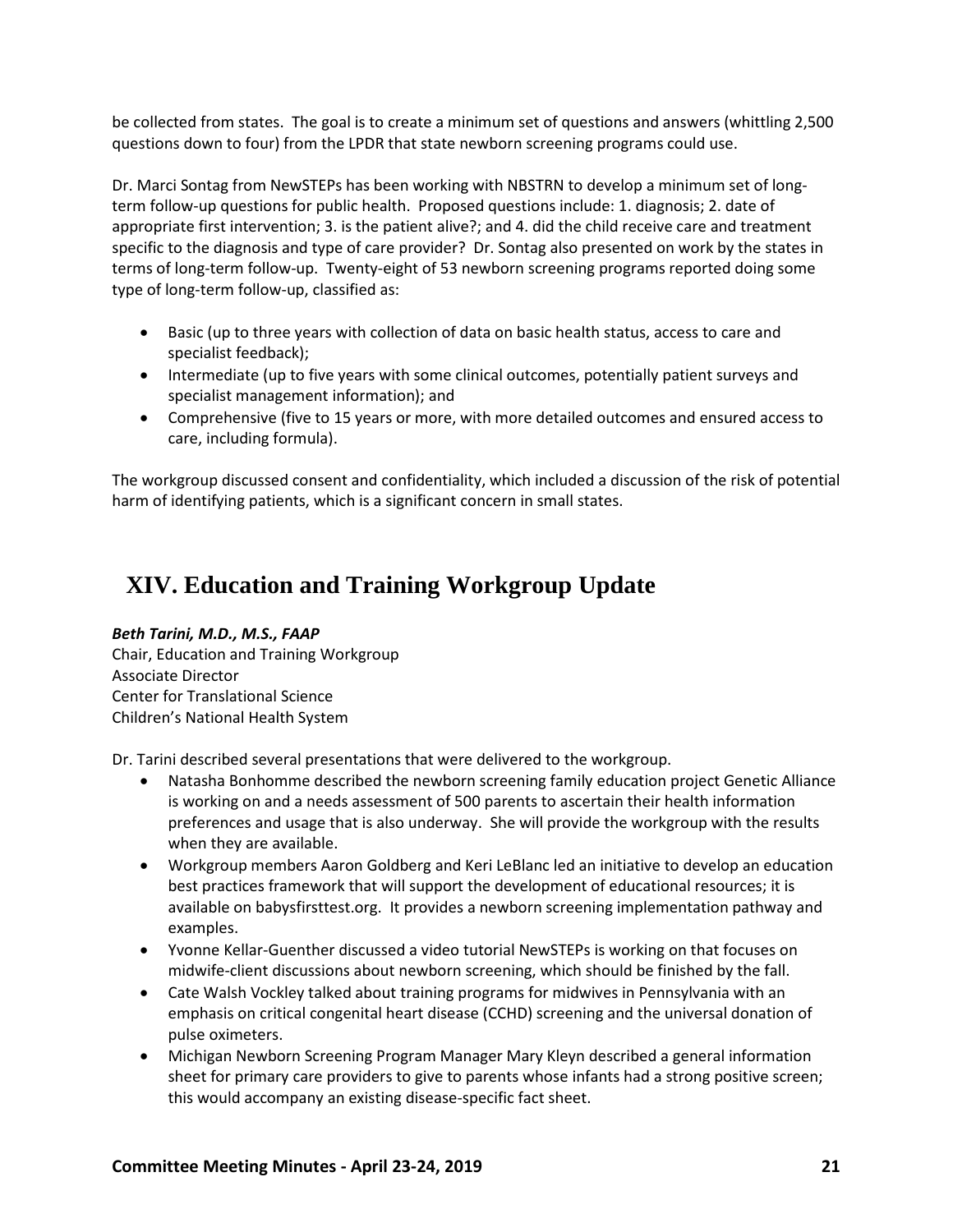be collected from states. The goal is to create a minimum set of questions and answers (whittling 2,500 questions down to four) from the LPDR that state newborn screening programs could use.

Dr. Marci Sontag from NewSTEPs has been working with NBSTRN to develop a minimum set of long-term follow-up questions for public health. Proposed questions include: 1. diagnosis; 2. date of appropriate first intervention; 3. is the patient alive?; and 4. did the child receive care and treatment specific to the diagnosis and type of care provider? Dr. Sontag also presented on work by the states in terms of long-term follow-up. Twenty-eight of 53 newborn screening programs reported doing some type of long-term follow-up, classified as:

- Basic (up to three years with collection of data on basic health status, access to care and specialist feedback);
- Intermediate (up to five years with some clinical outcomes, potentially patient surveys and specialist management information); and
- Comprehensive (five to 15 years or more, with more detailed outcomes and ensured access to care, including formula).

The workgroup discussed consent and confidentiality, which included a discussion of the risk of potential harm of identifying patients, which is a significant concern in small states.

# XIV. Education and Training Workgroup Update

***Beth Tarini, M.D., M.S., FAAP***
Chair, Education and Training Workgroup
Associate Director
Center for Translational Science
Children's National Health System

Dr. Tarini described several presentations that were delivered to the workgroup.

- Natasha Bonhomme described the newborn screening family education project Genetic Alliance is working on and a needs assessment of 500 parents to ascertain their health information preferences and usage that is also underway. She will provide the workgroup with the results when they are available.
- Workgroup members Aaron Goldberg and Keri LeBlanc led an initiative to develop an education best practices framework that will support the development of educational resources; it is available on babysfirsttest.org. It provides a newborn screening implementation pathway and examples.
- Yvonne Kellar-Guenther discussed a video tutorial NewSTEPs is working on that focuses on midwife-client discussions about newborn screening, which should be finished by the fall.
- Cate Walsh Vockley talked about training programs for midwives in Pennsylvania with an emphasis on critical congenital heart disease (CCHD) screening and the universal donation of pulse oximeters.
- Michigan Newborn Screening Program Manager Mary Kleyn described a general information sheet for primary care providers to give to parents whose infants had a strong positive screen; this would accompany an existing disease-specific fact sheet.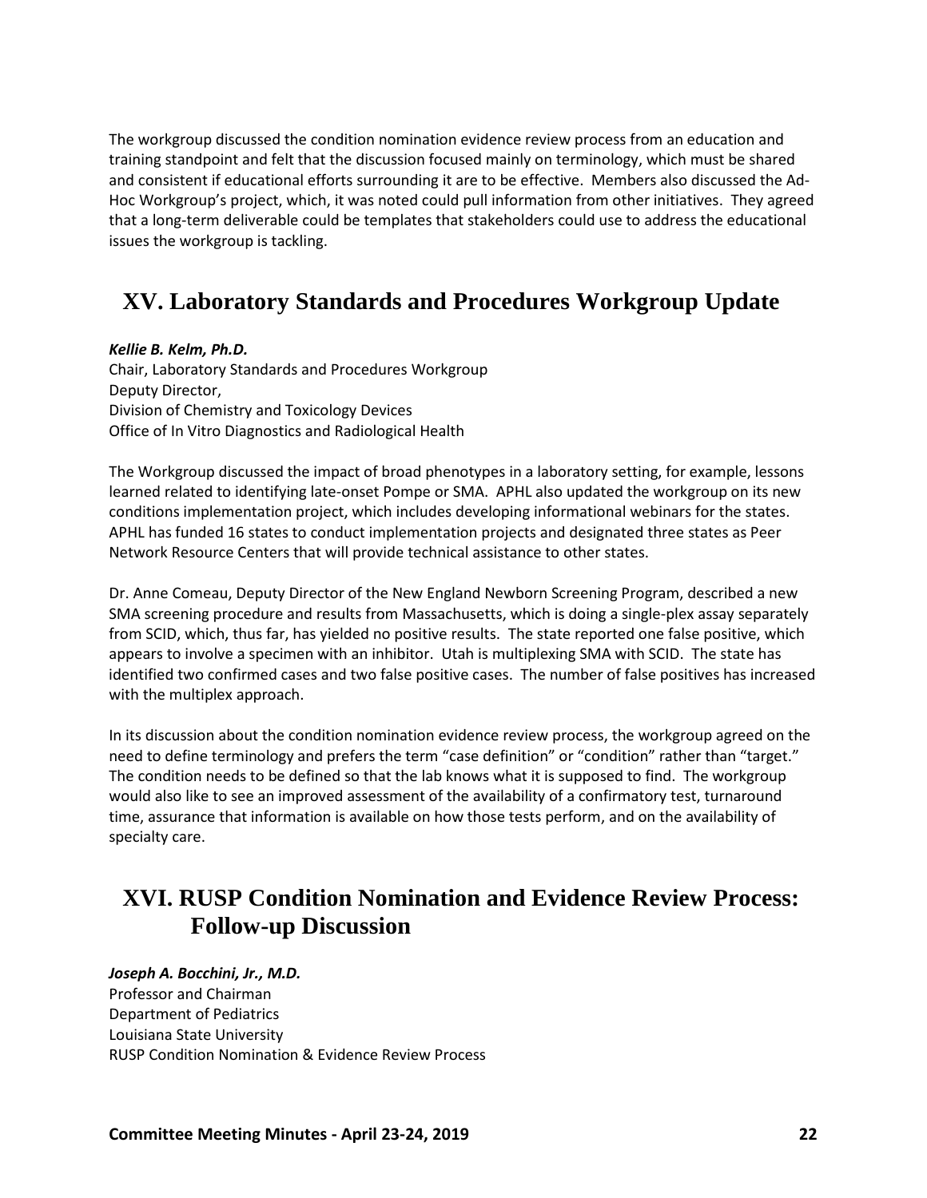The workgroup discussed the condition nomination evidence review process from an education and training standpoint and felt that the discussion focused mainly on terminology, which must be shared and consistent if educational efforts surrounding it are to be effective. Members also discussed the Ad-Hoc Workgroup's project, which, it was noted could pull information from other initiatives. They agreed that a long-term deliverable could be templates that stakeholders could use to address the educational issues the workgroup is tackling.

# XV. Laboratory Standards and Procedures Workgroup Update

***Kellie B. Kelm, Ph.D.***
Chair, Laboratory Standards and Procedures Workgroup
Deputy Director,
Division of Chemistry and Toxicology Devices
Office of In Vitro Diagnostics and Radiological Health

The Workgroup discussed the impact of broad phenotypes in a laboratory setting, for example, lessons learned related to identifying late-onset Pompe or SMA. APHL also updated the workgroup on its new conditions implementation project, which includes developing informational webinars for the states. APHL has funded 16 states to conduct implementation projects and designated three states as Peer Network Resource Centers that will provide technical assistance to other states.

Dr. Anne Comeau, Deputy Director of the New England Newborn Screening Program, described a new SMA screening procedure and results from Massachusetts, which is doing a single-plex assay separately from SCID, which, thus far, has yielded no positive results. The state reported one false positive, which appears to involve a specimen with an inhibitor. Utah is multiplexing SMA with SCID. The state has identified two confirmed cases and two false positive cases. The number of false positives has increased with the multiplex approach.

In its discussion about the condition nomination evidence review process, the workgroup agreed on the need to define terminology and prefers the term "case definition" or "condition" rather than "target." The condition needs to be defined so that the lab knows what it is supposed to find. The workgroup would also like to see an improved assessment of the availability of a confirmatory test, turnaround time, assurance that information is available on how those tests perform, and on the availability of specialty care.

# XVI. RUSP Condition Nomination and Evidence Review Process: Follow-up Discussion

***Joseph A. Bocchini, Jr., M.D.***
Professor and Chairman
Department of Pediatrics
Louisiana State University
RUSP Condition Nomination & Evidence Review Process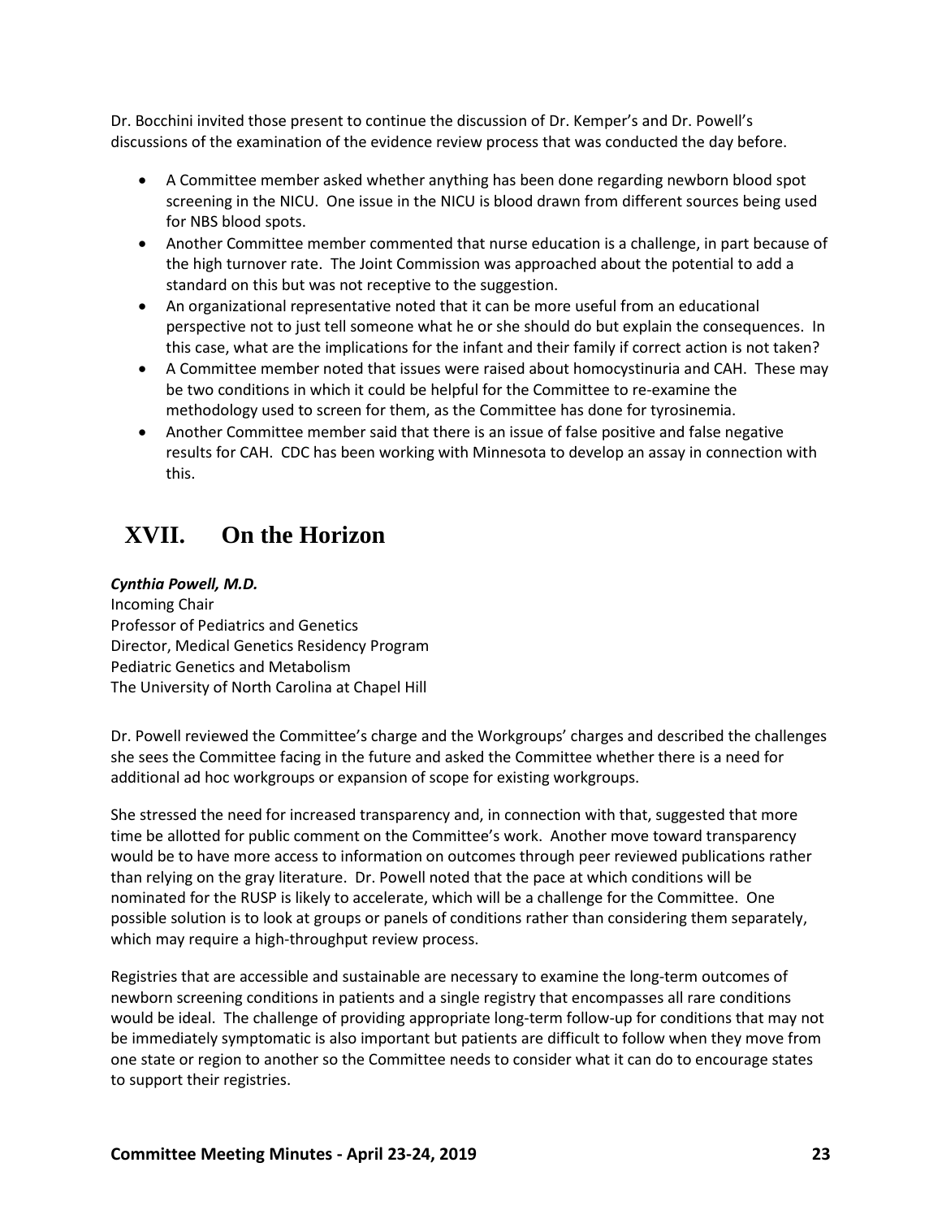Dr. Bocchini invited those present to continue the discussion of Dr. Kemper's and Dr. Powell's discussions of the examination of the evidence review process that was conducted the day before.

- A Committee member asked whether anything has been done regarding newborn blood spot screening in the NICU. One issue in the NICU is blood drawn from different sources being used for NBS blood spots.
- Another Committee member commented that nurse education is a challenge, in part because of the high turnover rate. The Joint Commission was approached about the potential to add a standard on this but was not receptive to the suggestion.
- An organizational representative noted that it can be more useful from an educational perspective not to just tell someone what he or she should do but explain the consequences. In this case, what are the implications for the infant and their family if correct action is not taken?
- A Committee member noted that issues were raised about homocystinuria and CAH. These may be two conditions in which it could be helpful for the Committee to re-examine the methodology used to screen for them, as the Committee has done for tyrosinemia.
- Another Committee member said that there is an issue of false positive and false negative results for CAH. CDC has been working with Minnesota to develop an assay in connection with this.

# XVII. On the Horizon

***Cynthia Powell, M.D.***
Incoming Chair
Professor of Pediatrics and Genetics
Director, Medical Genetics Residency Program
Pediatric Genetics and Metabolism
The University of North Carolina at Chapel Hill

Dr. Powell reviewed the Committee's charge and the Workgroups' charges and described the challenges she sees the Committee facing in the future and asked the Committee whether there is a need for additional ad hoc workgroups or expansion of scope for existing workgroups.

She stressed the need for increased transparency and, in connection with that, suggested that more time be allotted for public comment on the Committee's work. Another move toward transparency would be to have more access to information on outcomes through peer reviewed publications rather than relying on the gray literature. Dr. Powell noted that the pace at which conditions will be nominated for the RUSP is likely to accelerate, which will be a challenge for the Committee. One possible solution is to look at groups or panels of conditions rather than considering them separately, which may require a high-throughput review process.

Registries that are accessible and sustainable are necessary to examine the long-term outcomes of newborn screening conditions in patients and a single registry that encompasses all rare conditions would be ideal. The challenge of providing appropriate long-term follow-up for conditions that may not be immediately symptomatic is also important but patients are difficult to follow when they move from one state or region to another so the Committee needs to consider what it can do to encourage states to support their registries.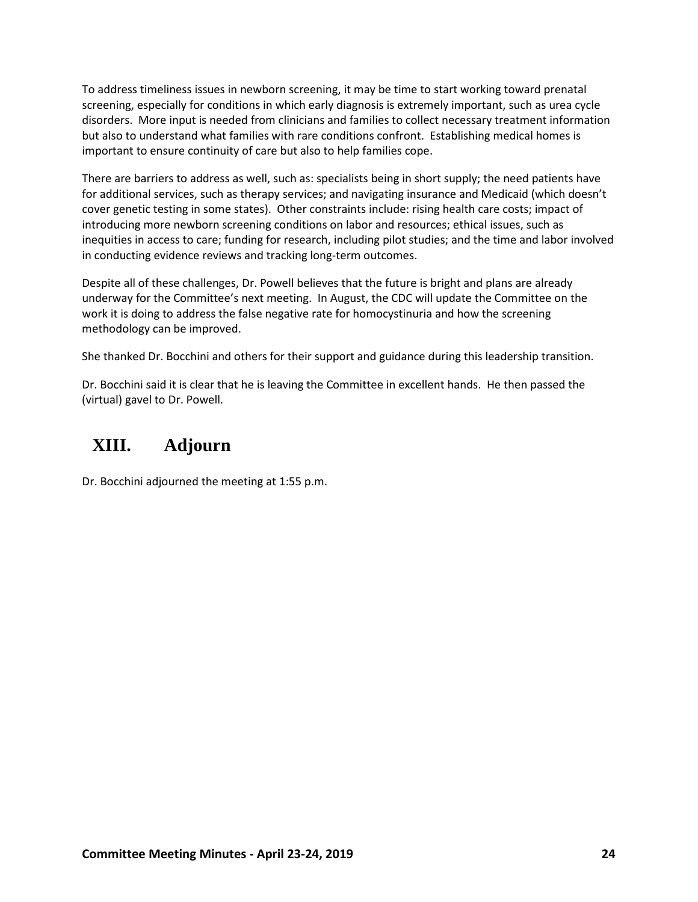To address timeliness issues in newborn screening, it may be time to start working toward prenatal screening, especially for conditions in which early diagnosis is extremely important, such as urea cycle disorders. More input is needed from clinicians and families to collect necessary treatment information but also to understand what families with rare conditions confront. Establishing medical homes is important to ensure continuity of care but also to help families cope.

There are barriers to address as well, such as: specialists being in short supply; the need patients have for additional services, such as therapy services; and navigating insurance and Medicaid (which doesn't cover genetic testing in some states). Other constraints include: rising health care costs; impact of introducing more newborn screening conditions on labor and resources; ethical issues, such as inequities in access to care; funding for research, including pilot studies; and the time and labor involved in conducting evidence reviews and tracking long-term outcomes.

Despite all of these challenges, Dr. Powell believes that the future is bright and plans are already underway for the Committee's next meeting. In August, the CDC will update the Committee on the work it is doing to address the false negative rate for homocystinuria and how the screening methodology can be improved.

She thanked Dr. Bocchini and others for their support and guidance during this leadership transition.

Dr. Bocchini said it is clear that he is leaving the Committee in excellent hands. He then passed the (virtual) gavel to Dr. Powell.

## XIII. Adjourn

Dr. Bocchini adjourned the meeting at 1:55 p.m.